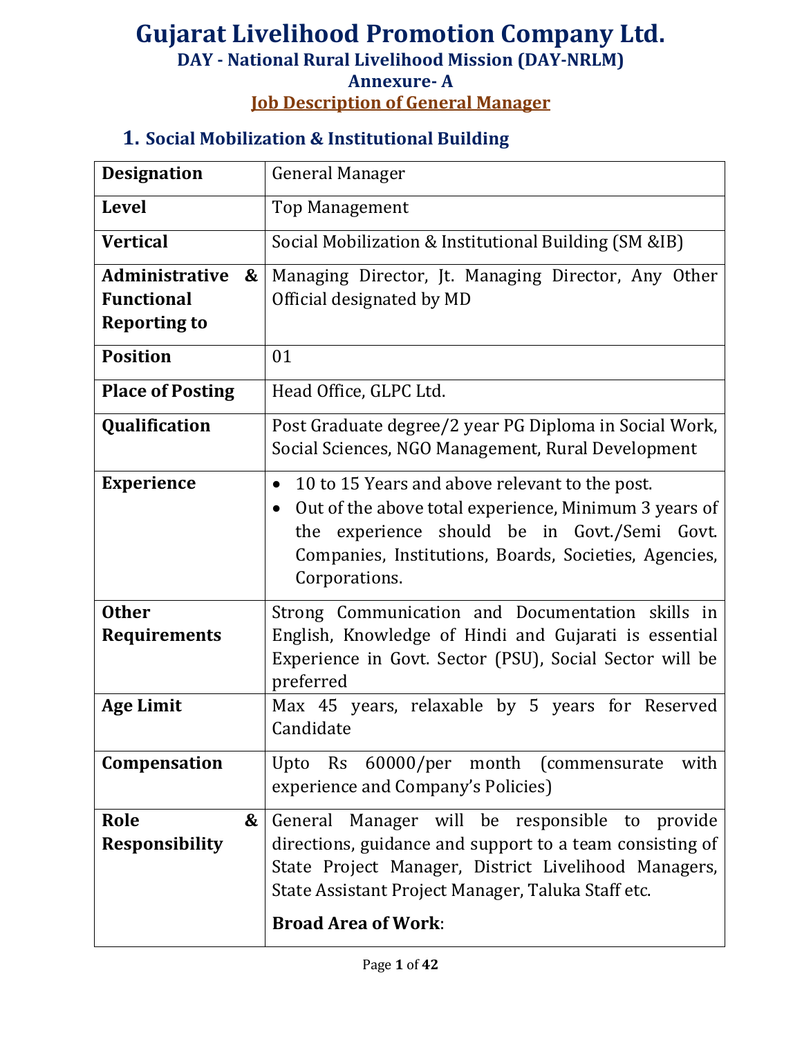# Gujarat Livelihood Promotion Company Ltd.

## DAY - National Rural Livelihood Mission (DAY-NRLM)

## Annexure- A

## Job Description of General Manager

### 1. Social Mobilization & Institutional Building

| Designation | General Manager |
|---|---|
| Level | Top Management |
| Vertical | Social Mobilization & Institutional Building (SM &IB) |
| Administrative & Functional Reporting to | Managing Director, Jt. Managing Director, Any Other Official designated by MD |
| Position | 01 |
| Place of Posting | Head Office, GLPC Ltd. |
| Qualification | Post Graduate degree/2 year PG Diploma in Social Work, Social Sciences, NGO Management, Rural Development |
| Experience | • 10 to 15 Years and above relevant to the post.<br>• Out of the above total experience, Minimum 3 years of the experience should be in Govt./Semi Govt. Companies, Institutions, Boards, Societies, Agencies, Corporations. |
| Other Requirements | Strong Communication and Documentation skills in English, Knowledge of Hindi and Gujarati is essential Experience in Govt. Sector (PSU), Social Sector will be preferred |
| Age Limit | Max 45 years, relaxable by 5 years for Reserved Candidate |
| Compensation | Upto Rs 60000/per month (commensurate with experience and Company's Policies) |
| Role & Responsibility | General Manager will be responsible to provide directions, guidance and support to a team consisting of State Project Manager, District Livelihood Managers, State Assistant Project Manager, Taluka Staff etc.<br><br>**Broad Area of Work**: |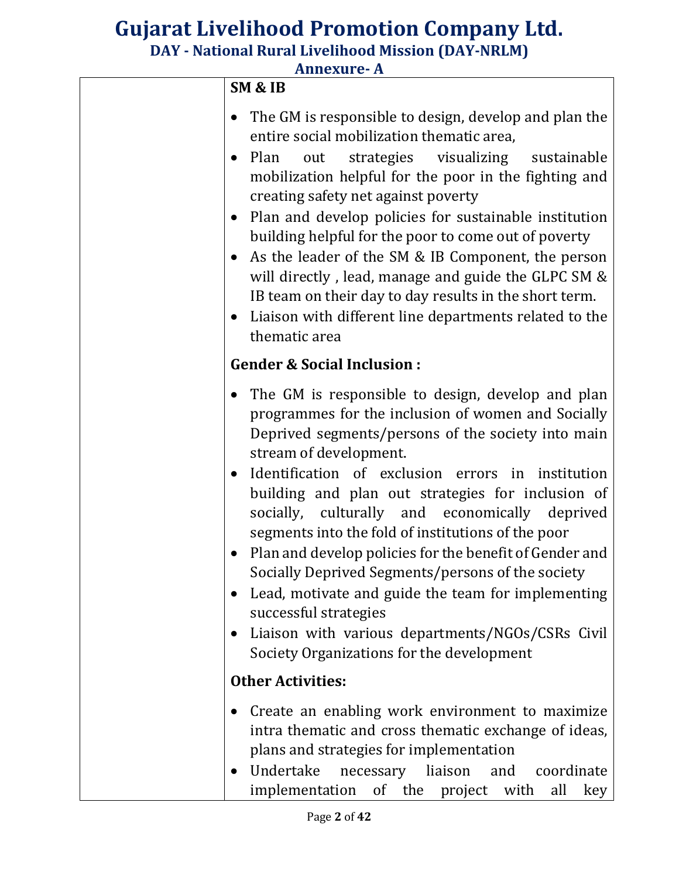| | **SM & IB**<br><br>• The GM is responsible to design, develop and plan the entire social mobilization thematic area,<br>• Plan out strategies visualizing sustainable mobilization helpful for the poor in the fighting and creating safety net against poverty<br>• Plan and develop policies for sustainable institution building helpful for the poor to come out of poverty<br>• As the leader of the SM & IB Component, the person will directly , lead, manage and guide the GLPC SM & IB team on their day to day results in the short term.<br>• Liaison with different line departments related to the thematic area<br><br>**Gender & Social Inclusion :**<br><br>• The GM is responsible to design, develop and plan programmes for the inclusion of women and Socially Deprived segments/persons of the society into main stream of development.<br>• Identification of exclusion errors in institution building and plan out strategies for inclusion of socially, culturally and economically deprived segments into the fold of institutions of the poor<br>• Plan and develop policies for the benefit of Gender and Socially Deprived Segments/persons of the society<br>• Lead, motivate and guide the team for implementing successful strategies<br>• Liaison with various departments/NGOs/CSRs Civil Society Organizations for the development<br><br>**Other Activities:**<br><br>• Create an enabling work environment to maximize intra thematic and cross thematic exchange of ideas, plans and strategies for implementation<br>• Undertake necessary liaison and coordinate implementation of the project with all key |
|---|---|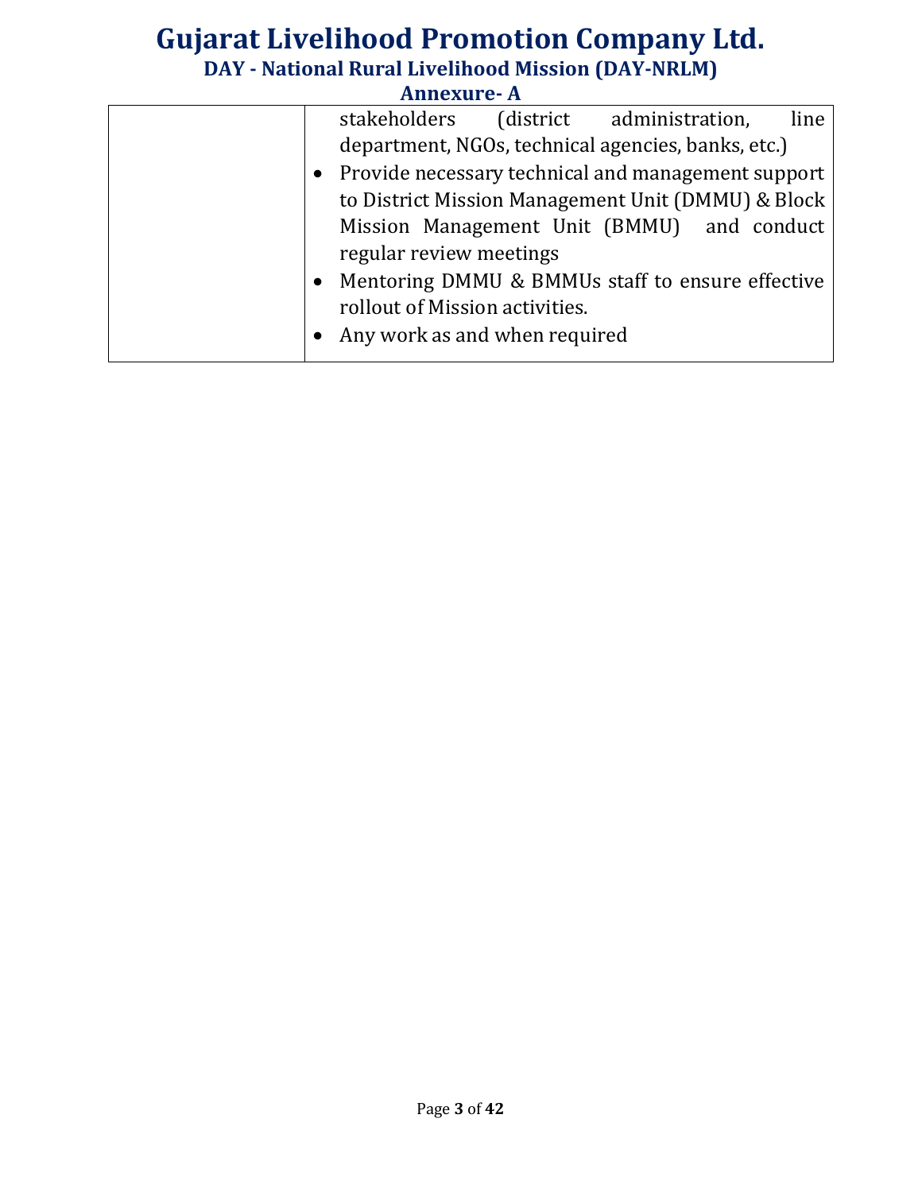| | |
|---|---|
| | stakeholders (district administration, line department, NGOs, technical agencies, banks, etc.)<br>• Provide necessary technical and management support to District Mission Management Unit (DMMU) & Block Mission Management Unit (BMMU) and conduct regular review meetings<br>• Mentoring DMMU & BMMUs staff to ensure effective rollout of Mission activities.<br>• Any work as and when required |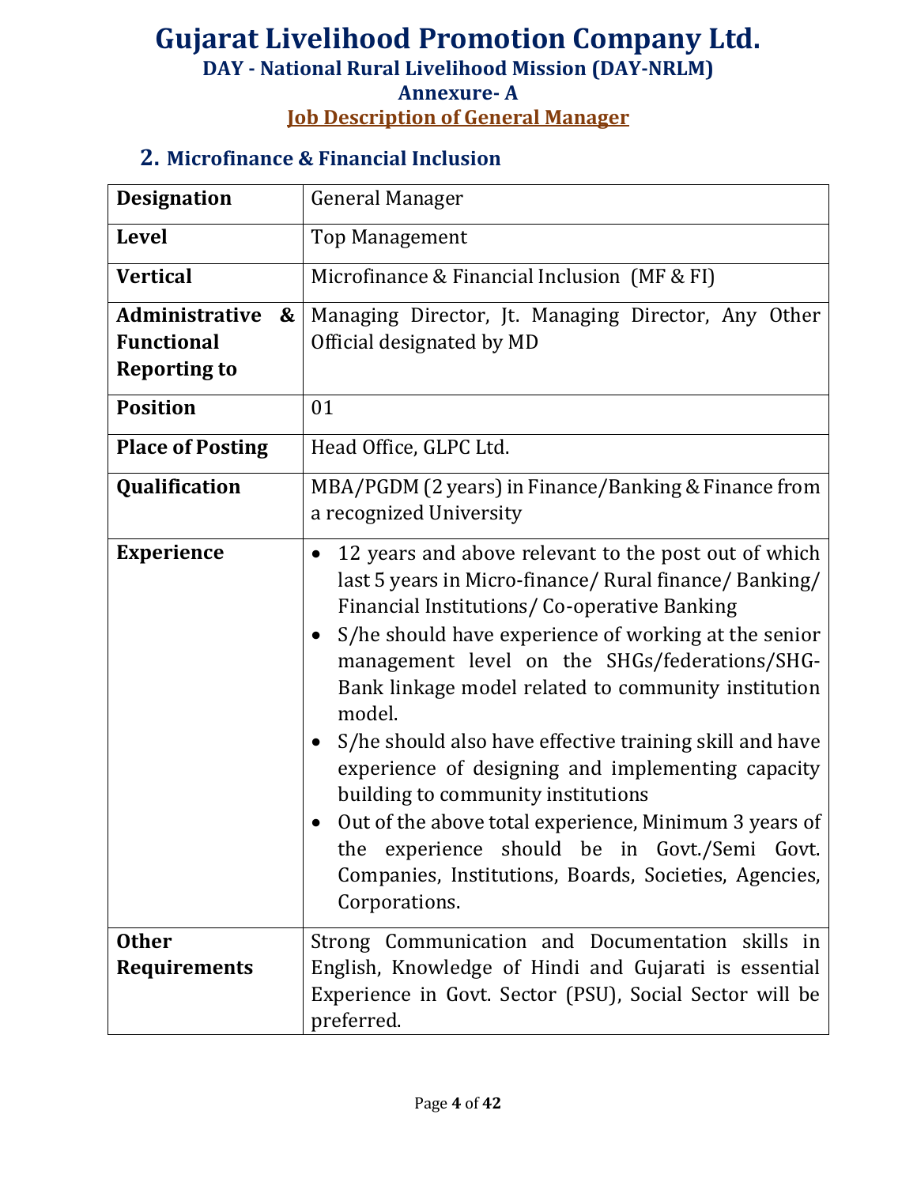# Gujarat Livelihood Promotion Company Ltd.

### DAY - National Rural Livelihood Mission (DAY-NRLM)

### Annexure- A

### Job Description of General Manager

## 2. Microfinance & Financial Inclusion

| **Designation** | General Manager |
|---|---|
| **Level** | Top Management |
| **Vertical** | Microfinance & Financial Inclusion (MF & FI) |
| **Administrative & Functional Reporting to** | Managing Director, Jt. Managing Director, Any Other Official designated by MD |
| **Position** | 01 |
| **Place of Posting** | Head Office, GLPC Ltd. |
| **Qualification** | MBA/PGDM (2 years) in Finance/Banking & Finance from a recognized University |
| **Experience** | • 12 years and above relevant to the post out of which last 5 years in Micro-finance/ Rural finance/ Banking/ Financial Institutions/ Co-operative Banking<br>• S/he should have experience of working at the senior management level on the SHGs/federations/SHG-Bank linkage model related to community institution model.<br>• S/he should also have effective training skill and have experience of designing and implementing capacity building to community institutions<br>• Out of the above total experience, Minimum 3 years of the experience should be in Govt./Semi Govt. Companies, Institutions, Boards, Societies, Agencies, Corporations. |
| **Other Requirements** | Strong Communication and Documentation skills in English, Knowledge of Hindi and Gujarati is essential Experience in Govt. Sector (PSU), Social Sector will be preferred. |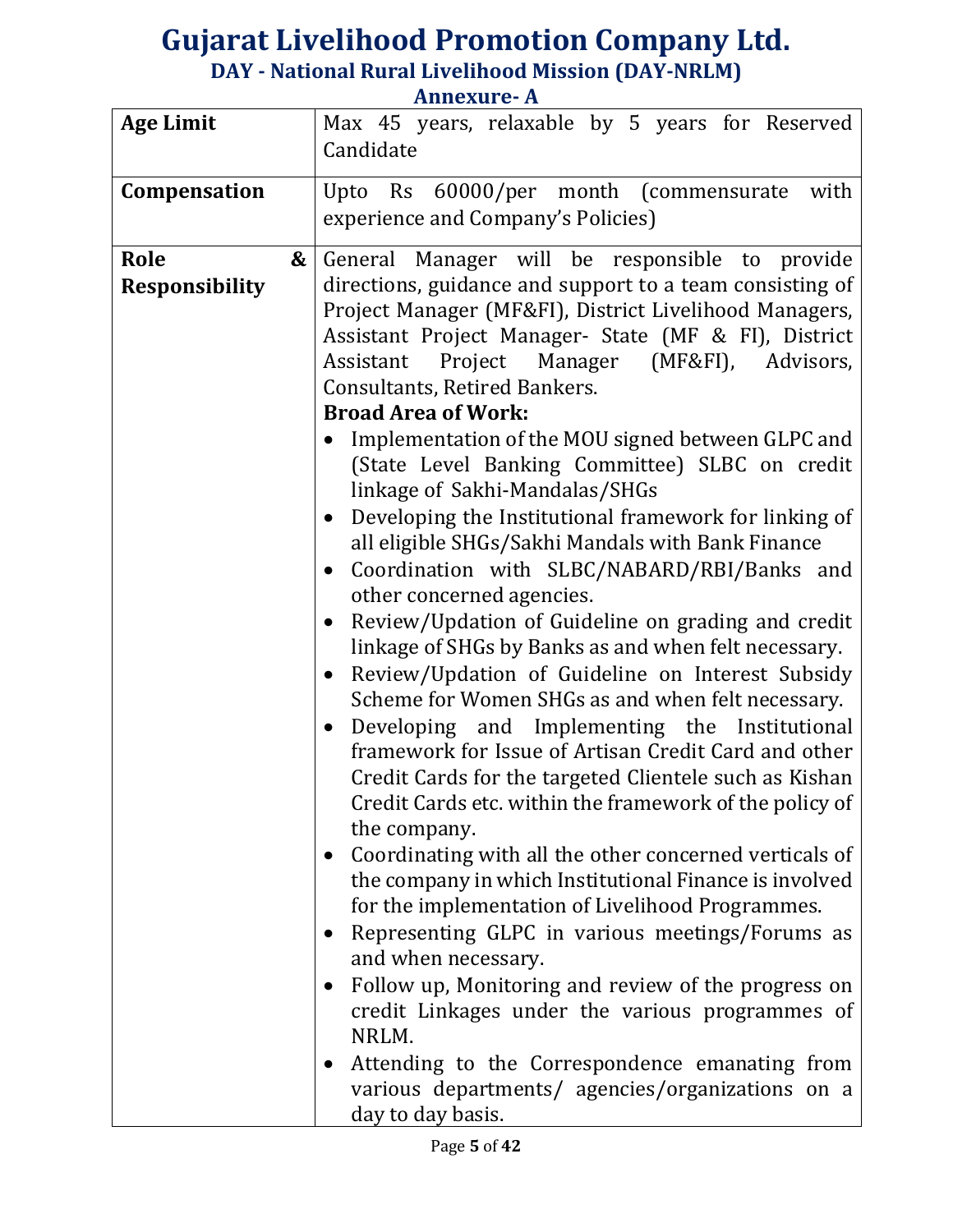# Gujarat Livelihood Promotion Company Ltd.

## DAY - National Rural Livelihood Mission (DAY-NRLM)

### Annexure- A

| | |
|---|---|
| **Age Limit** | Max 45 years, relaxable by 5 years for Reserved Candidate |
| **Compensation** | Upto Rs 60000/per month (commensurate with experience and Company's Policies) |
| **Role & Responsibility** | General Manager will be responsible to provide directions, guidance and support to a team consisting of Project Manager (MF&FI), District Livelihood Managers, Assistant Project Manager- State (MF & FI), District Assistant Project Manager (MF&FI), Advisors, Consultants, Retired Bankers.<br>**Broad Area of Work:**<br>• Implementation of the MOU signed between GLPC and (State Level Banking Committee) SLBC on credit linkage of Sakhi-Mandalas/SHGs<br>• Developing the Institutional framework for linking of all eligible SHGs/Sakhi Mandals with Bank Finance<br>• Coordination with SLBC/NABARD/RBI/Banks and other concerned agencies.<br>• Review/Updation of Guideline on grading and credit linkage of SHGs by Banks as and when felt necessary.<br>• Review/Updation of Guideline on Interest Subsidy Scheme for Women SHGs as and when felt necessary.<br>• Developing and Implementing the Institutional framework for Issue of Artisan Credit Card and other Credit Cards for the targeted Clientele such as Kishan Credit Cards etc. within the framework of the policy of the company.<br>• Coordinating with all the other concerned verticals of the company in which Institutional Finance is involved for the implementation of Livelihood Programmes.<br>• Representing GLPC in various meetings/Forums as and when necessary.<br>• Follow up, Monitoring and review of the progress on credit Linkages under the various programmes of NRLM.<br>• Attending to the Correspondence emanating from various departments/ agencies/organizations on a day to day basis. |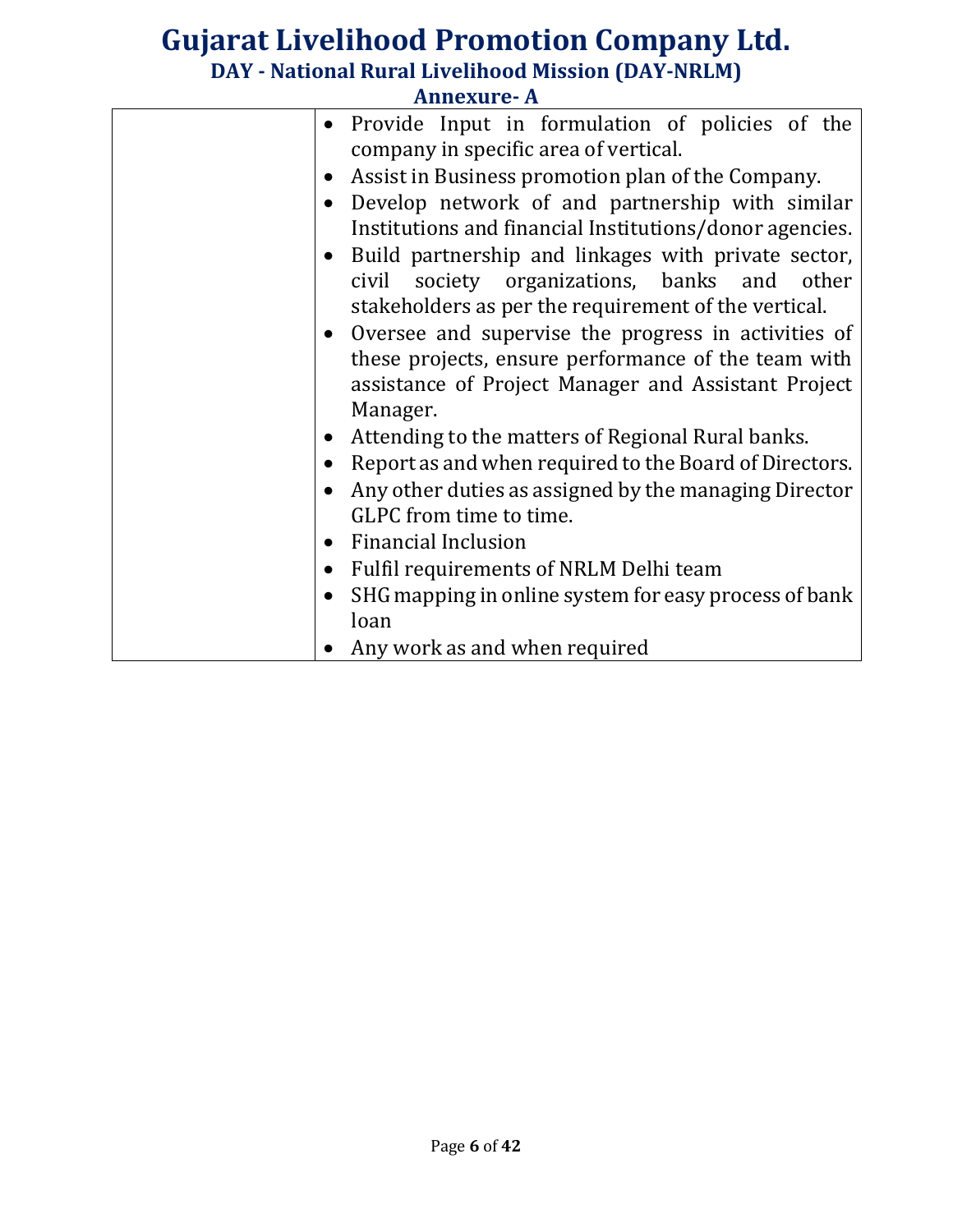| | |
|---|---|
| | • Provide Input in formulation of policies of the company in specific area of vertical.<br>• Assist in Business promotion plan of the Company.<br>• Develop network of and partnership with similar Institutions and financial Institutions/donor agencies.<br>• Build partnership and linkages with private sector, civil society organizations, banks and other stakeholders as per the requirement of the vertical.<br>• Oversee and supervise the progress in activities of these projects, ensure performance of the team with assistance of Project Manager and Assistant Project Manager.<br>• Attending to the matters of Regional Rural banks.<br>• Report as and when required to the Board of Directors.<br>• Any other duties as assigned by the managing Director GLPC from time to time.<br>• Financial Inclusion<br>• Fulfil requirements of NRLM Delhi team<br>• SHG mapping in online system for easy process of bank loan<br>• Any work as and when required |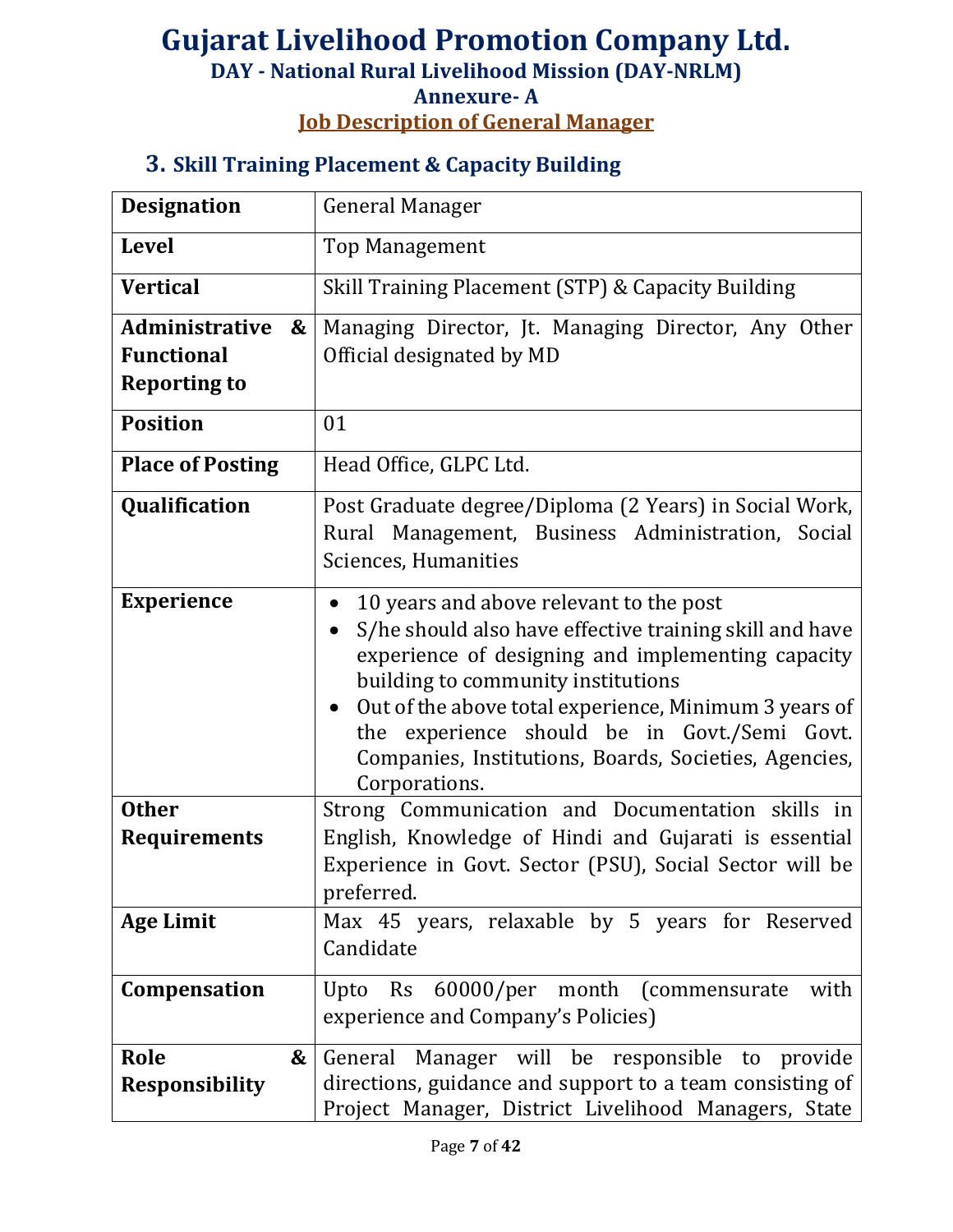# Gujarat Livelihood Promotion Company Ltd.

## DAY - National Rural Livelihood Mission (DAY-NRLM)

## Annexure- A

## Job Description of General Manager

### 3. Skill Training Placement & Capacity Building

| | |
|---|---|
| **Designation** | General Manager |
| **Level** | Top Management |
| **Vertical** | Skill Training Placement (STP) & Capacity Building |
| **Administrative & Functional Reporting to** | Managing Director, Jt. Managing Director, Any Other Official designated by MD |
| **Position** | 01 |
| **Place of Posting** | Head Office, GLPC Ltd. |
| **Qualification** | Post Graduate degree/Diploma (2 Years) in Social Work, Rural Management, Business Administration, Social Sciences, Humanities |
| **Experience** | • 10 years and above relevant to the post<br>• S/he should also have effective training skill and have experience of designing and implementing capacity building to community institutions<br>• Out of the above total experience, Minimum 3 years of the experience should be in Govt./Semi Govt. Companies, Institutions, Boards, Societies, Agencies, Corporations. |
| **Other Requirements** | Strong Communication and Documentation skills in English, Knowledge of Hindi and Gujarati is essential Experience in Govt. Sector (PSU), Social Sector will be preferred. |
| **Age Limit** | Max 45 years, relaxable by 5 years for Reserved Candidate |
| **Compensation** | Upto Rs 60000/per month (commensurate with experience and Company's Policies) |
| **Role & Responsibility** | General Manager will be responsible to provide directions, guidance and support to a team consisting of Project Manager, District Livelihood Managers, State |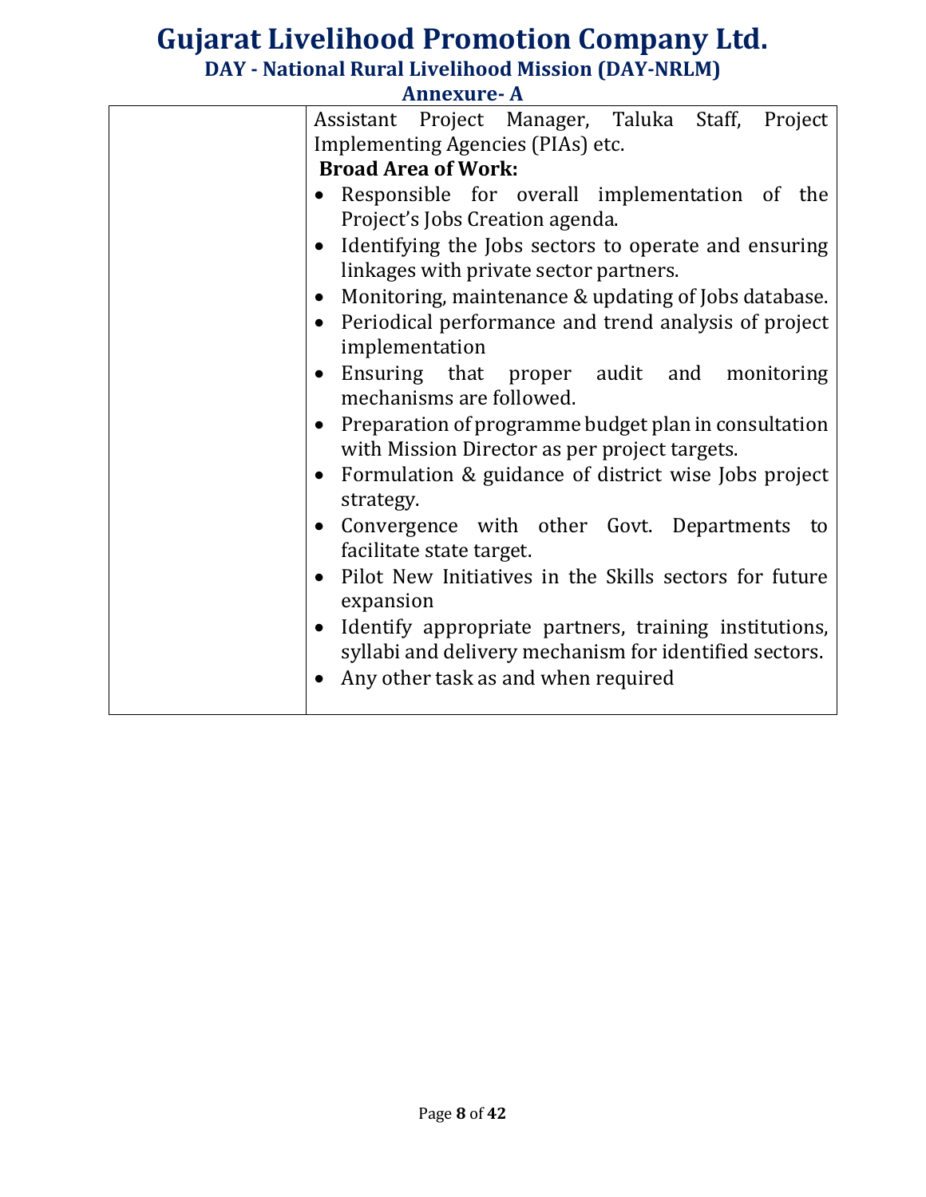| | Assistant Project Manager, Taluka Staff, Project Implementing Agencies (PIAs) etc.<br>**Broad Area of Work:**<br>• Responsible for overall implementation of the Project's Jobs Creation agenda.<br>• Identifying the Jobs sectors to operate and ensuring linkages with private sector partners.<br>• Monitoring, maintenance & updating of Jobs database.<br>• Periodical performance and trend analysis of project implementation<br>• Ensuring that proper audit and monitoring mechanisms are followed.<br>• Preparation of programme budget plan in consultation with Mission Director as per project targets.<br>• Formulation & guidance of district wise Jobs project strategy.<br>• Convergence with other Govt. Departments to facilitate state target.<br>• Pilot New Initiatives in the Skills sectors for future expansion<br>• Identify appropriate partners, training institutions, syllabi and delivery mechanism for identified sectors.<br>• Any other task as and when required |
|---|---|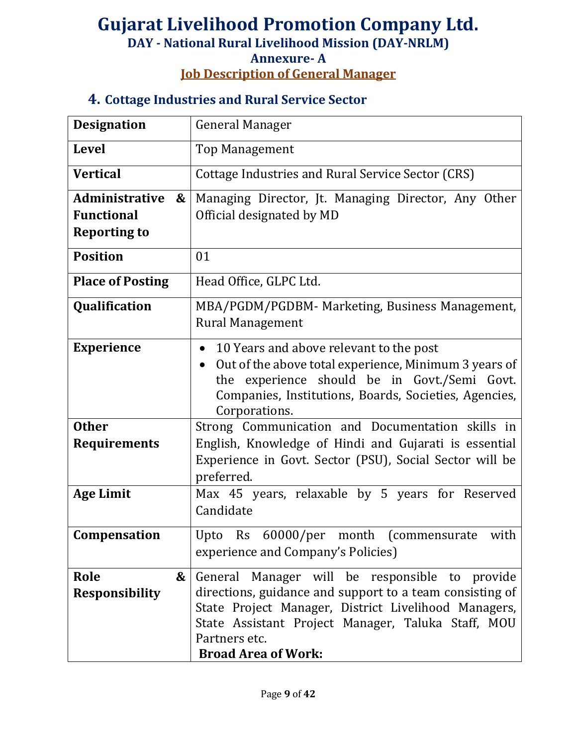# Gujarat Livelihood Promotion Company Ltd.

## DAY - National Rural Livelihood Mission (DAY-NRLM)

## Annexure- A

## Job Description of General Manager

### 4. Cottage Industries and Rural Service Sector

| **Designation** | General Manager |
|---|---|
| **Level** | Top Management |
| **Vertical** | Cottage Industries and Rural Service Sector (CRS) |
| **Administrative & Functional Reporting to** | Managing Director, Jt. Managing Director, Any Other Official designated by MD |
| **Position** | 01 |
| **Place of Posting** | Head Office, GLPC Ltd. |
| **Qualification** | MBA/PGDM/PGDBM- Marketing, Business Management, Rural Management |
| **Experience** | • 10 Years and above relevant to the post<br>• Out of the above total experience, Minimum 3 years of the experience should be in Govt./Semi Govt. Companies, Institutions, Boards, Societies, Agencies, Corporations. |
| **Other Requirements** | Strong Communication and Documentation skills in English, Knowledge of Hindi and Gujarati is essential Experience in Govt. Sector (PSU), Social Sector will be preferred. |
| **Age Limit** | Max 45 years, relaxable by 5 years for Reserved Candidate |
| **Compensation** | Upto Rs 60000/per month (commensurate with experience and Company's Policies) |
| **Role & Responsibility** | General Manager will be responsible to provide directions, guidance and support to a team consisting of State Project Manager, District Livelihood Managers, State Assistant Project Manager, Taluka Staff, MOU Partners etc.<br>**Broad Area of Work:** |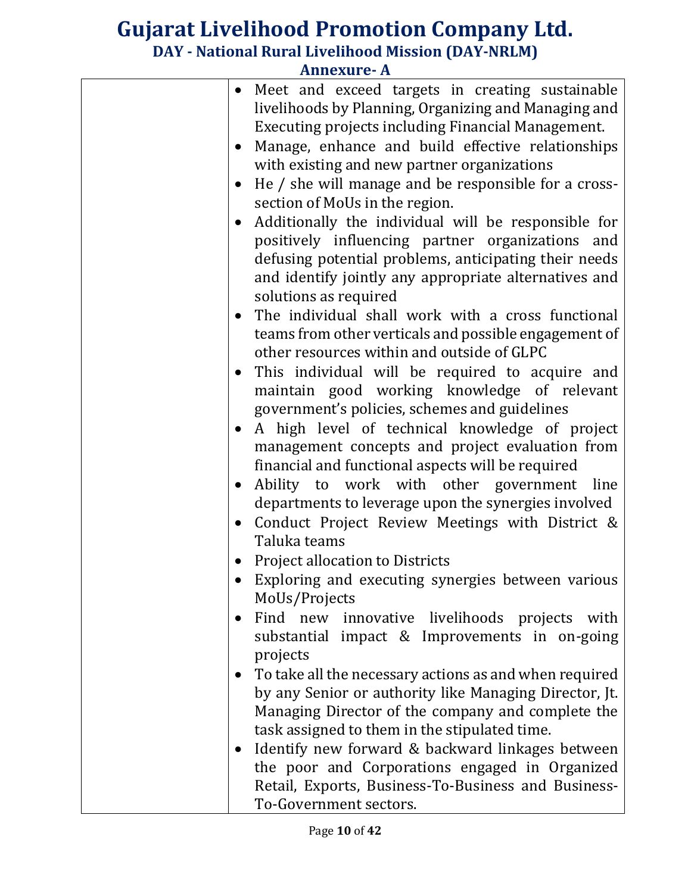| | |
|---|---|
| | • Meet and exceed targets in creating sustainable livelihoods by Planning, Organizing and Managing and Executing projects including Financial Management.<br>• Manage, enhance and build effective relationships with existing and new partner organizations<br>• He / she will manage and be responsible for a cross-section of MoUs in the region.<br>• Additionally the individual will be responsible for positively influencing partner organizations and defusing potential problems, anticipating their needs and identify jointly any appropriate alternatives and solutions as required<br>• The individual shall work with a cross functional teams from other verticals and possible engagement of other resources within and outside of GLPC<br>• This individual will be required to acquire and maintain good working knowledge of relevant government's policies, schemes and guidelines<br>• A high level of technical knowledge of project management concepts and project evaluation from financial and functional aspects will be required<br>• Ability to work with other government line departments to leverage upon the synergies involved<br>• Conduct Project Review Meetings with District & Taluka teams<br>• Project allocation to Districts<br>• Exploring and executing synergies between various MoUs/Projects<br>• Find new innovative livelihoods projects with substantial impact & Improvements in on-going projects<br>• To take all the necessary actions as and when required by any Senior or authority like Managing Director, Jt. Managing Director of the company and complete the task assigned to them in the stipulated time.<br>• Identify new forward & backward linkages between the poor and Corporations engaged in Organized Retail, Exports, Business-To-Business and Business-To-Government sectors. |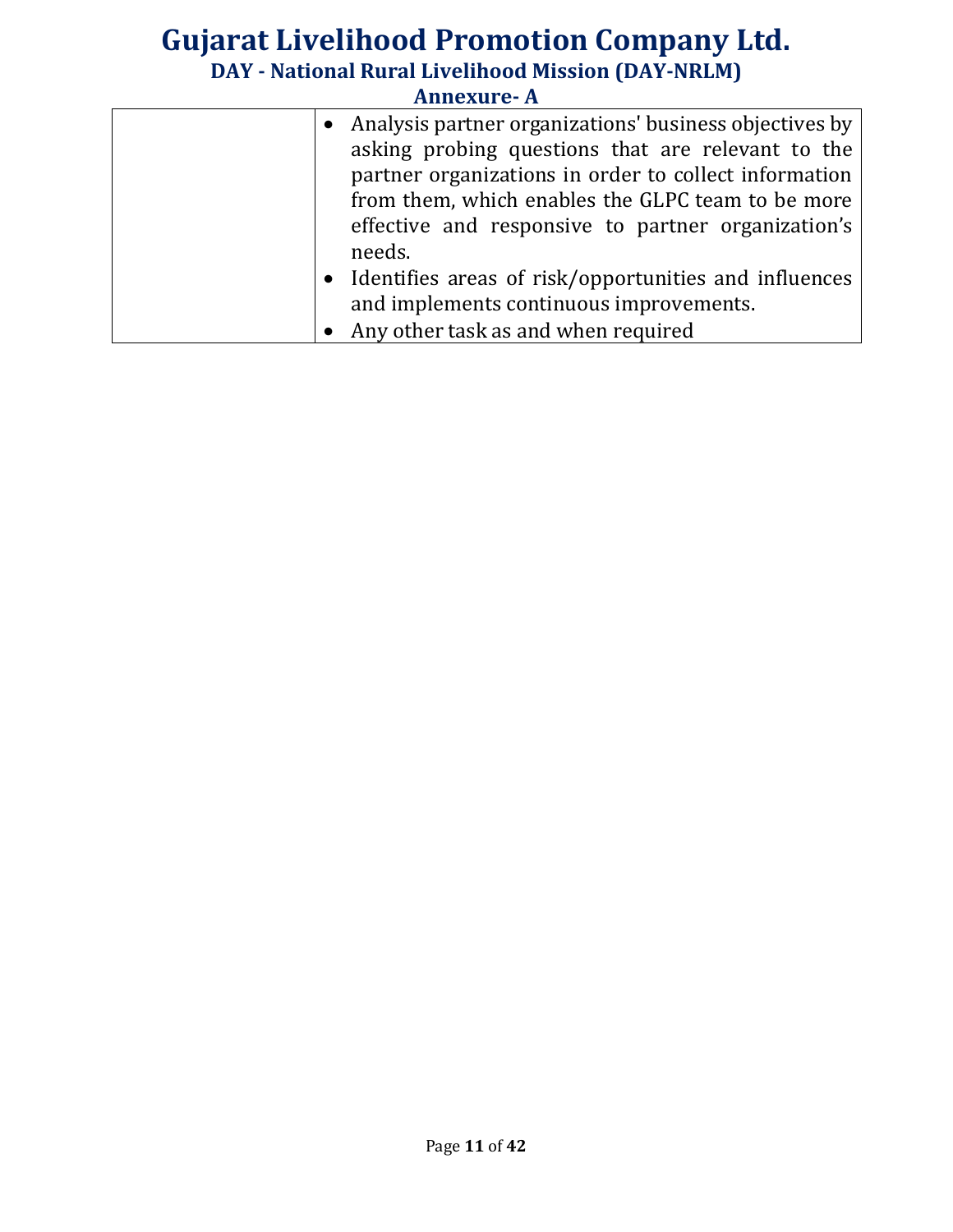|  |  |
|---|---|
|  | • Analysis partner organizations' business objectives by asking probing questions that are relevant to the partner organizations in order to collect information from them, which enables the GLPC team to be more effective and responsive to partner organization's needs.<br>• Identifies areas of risk/opportunities and influences and implements continuous improvements.<br>• Any other task as and when required |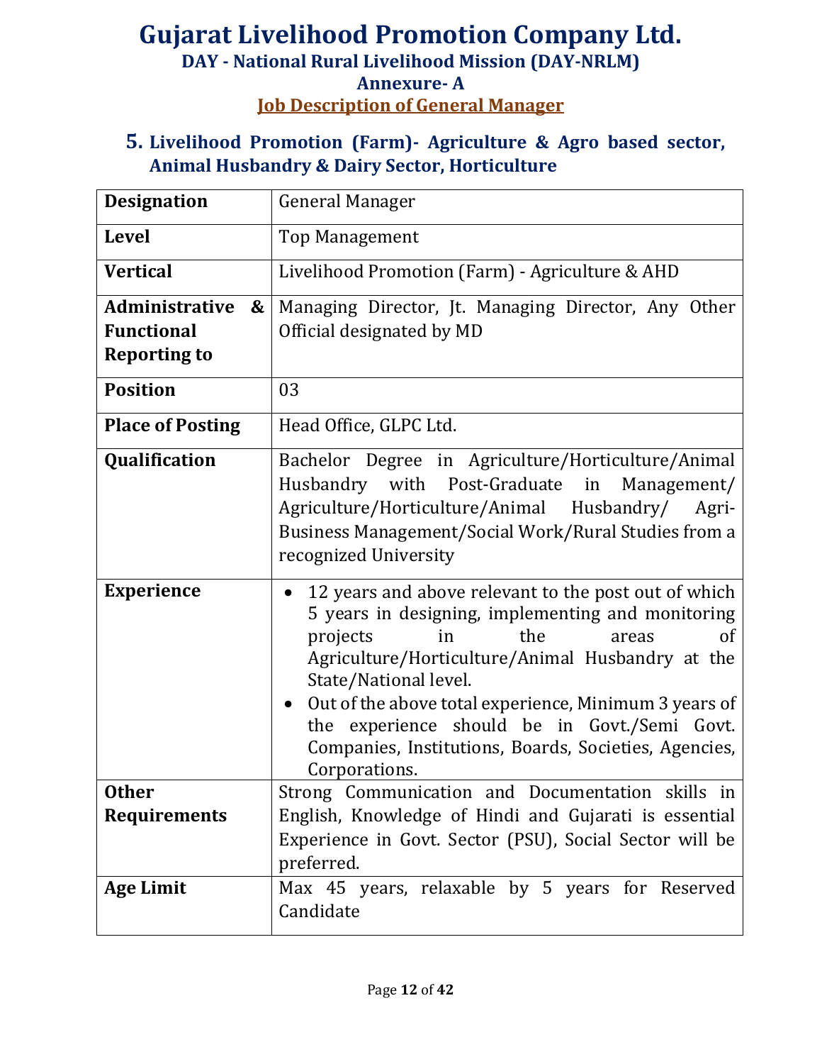# Gujarat Livelihood Promotion Company Ltd.

## DAY - National Rural Livelihood Mission (DAY-NRLM)

## Annexure- A

## Job Description of General Manager

### 5. Livelihood Promotion (Farm)- Agriculture & Agro based sector, Animal Husbandry & Dairy Sector, Horticulture

| | |
|---|---|
| **Designation** | General Manager |
| **Level** | Top Management |
| **Vertical** | Livelihood Promotion (Farm) - Agriculture & AHD |
| **Administrative & Functional Reporting to** | Managing Director, Jt. Managing Director, Any Other Official designated by MD |
| **Position** | 03 |
| **Place of Posting** | Head Office, GLPC Ltd. |
| **Qualification** | Bachelor Degree in Agriculture/Horticulture/Animal Husbandry with Post-Graduate in Management/ Agriculture/Horticulture/Animal Husbandry/ Agri-Business Management/Social Work/Rural Studies from a recognized University |
| **Experience** | • 12 years and above relevant to the post out of which 5 years in designing, implementing and monitoring projects in the areas of Agriculture/Horticulture/Animal Husbandry at the State/National level.<br>• Out of the above total experience, Minimum 3 years of the experience should be in Govt./Semi Govt. Companies, Institutions, Boards, Societies, Agencies, Corporations. |
| **Other Requirements** | Strong Communication and Documentation skills in English, Knowledge of Hindi and Gujarati is essential Experience in Govt. Sector (PSU), Social Sector will be preferred. |
| **Age Limit** | Max 45 years, relaxable by 5 years for Reserved Candidate |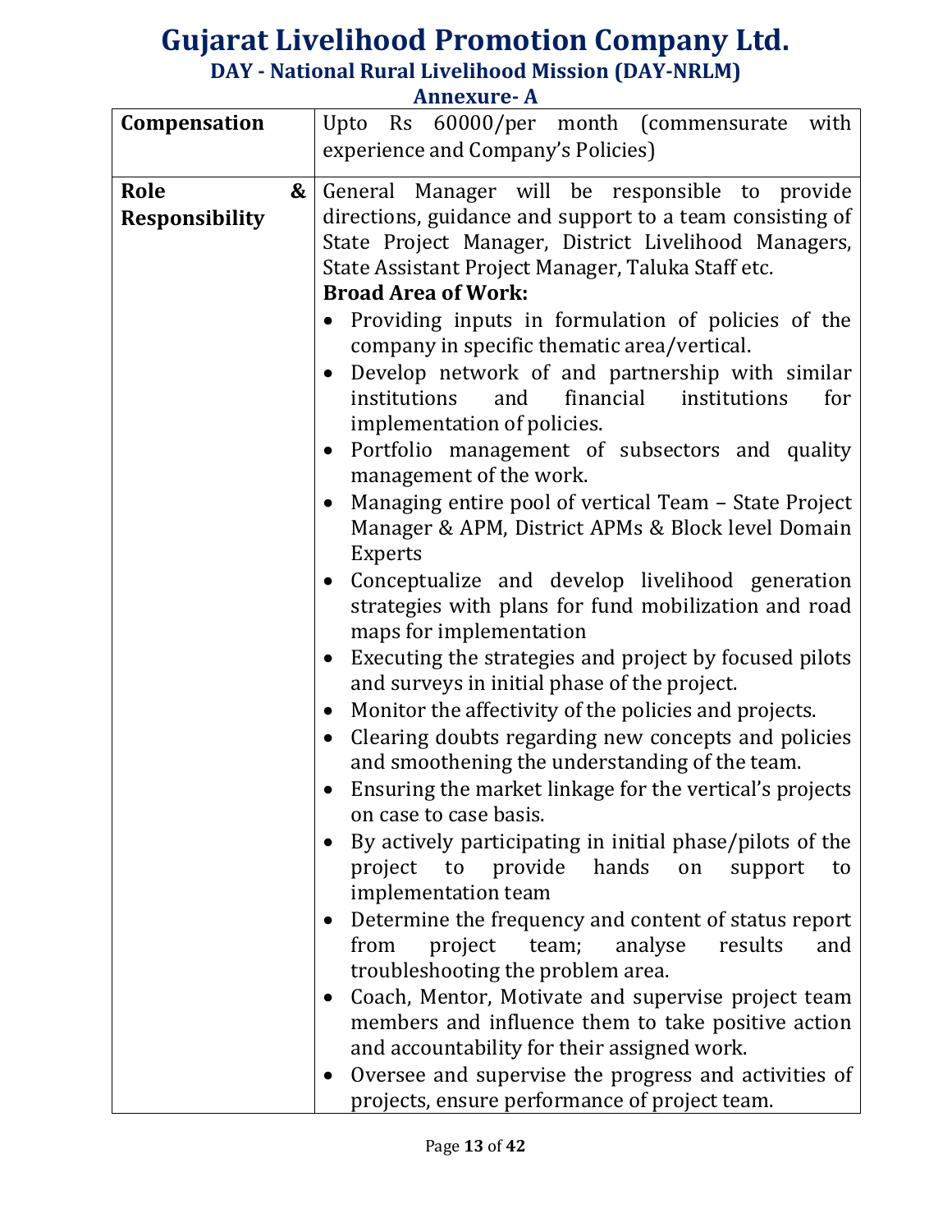# Gujarat Livelihood Promotion Company Ltd.

## DAY - National Rural Livelihood Mission (DAY-NRLM)

### Annexure- A

| | |
|---|---|
| **Compensation** | Upto Rs 60000/per month (commensurate with experience and Company's Policies) |
| **Role & Responsibility** | General Manager will be responsible to provide directions, guidance and support to a team consisting of State Project Manager, District Livelihood Managers, State Assistant Project Manager, Taluka Staff etc.<br>**Broad Area of Work:**<br>• Providing inputs in formulation of policies of the company in specific thematic area/vertical.<br>• Develop network of and partnership with similar institutions and financial institutions for implementation of policies.<br>• Portfolio management of subsectors and quality management of the work.<br>• Managing entire pool of vertical Team – State Project Manager & APM, District APMs & Block level Domain Experts<br>• Conceptualize and develop livelihood generation strategies with plans for fund mobilization and road maps for implementation<br>• Executing the strategies and project by focused pilots and surveys in initial phase of the project.<br>• Monitor the affectivity of the policies and projects.<br>• Clearing doubts regarding new concepts and policies and smoothening the understanding of the team.<br>• Ensuring the market linkage for the vertical's projects on case to case basis.<br>• By actively participating in initial phase/pilots of the project to provide hands on support to implementation team<br>• Determine the frequency and content of status report from project team; analyse results and troubleshooting the problem area.<br>• Coach, Mentor, Motivate and supervise project team members and influence them to take positive action and accountability for their assigned work.<br>• Oversee and supervise the progress and activities of projects, ensure performance of project team. |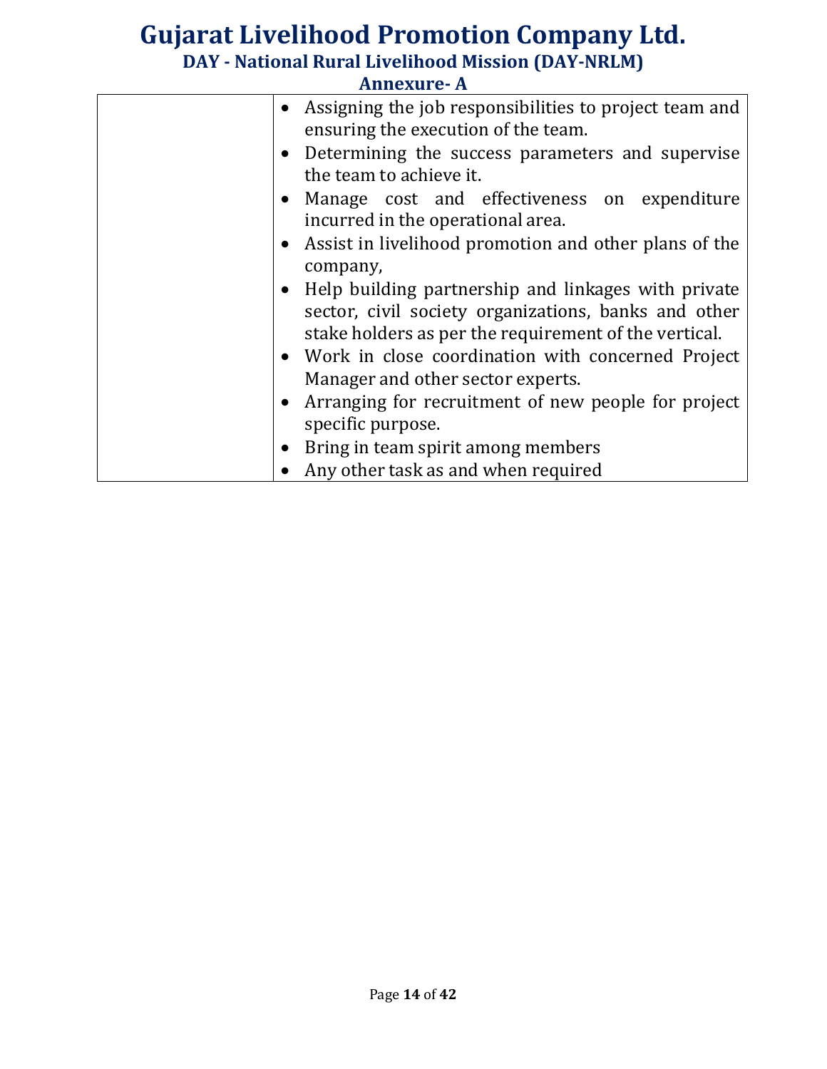| | |
|---|---|
| | • Assigning the job responsibilities to project team and ensuring the execution of the team.<br>• Determining the success parameters and supervise the team to achieve it.<br>• Manage cost and effectiveness on expenditure incurred in the operational area.<br>• Assist in livelihood promotion and other plans of the company,<br>• Help building partnership and linkages with private sector, civil society organizations, banks and other stake holders as per the requirement of the vertical.<br>• Work in close coordination with concerned Project Manager and other sector experts.<br>• Arranging for recruitment of new people for project specific purpose.<br>• Bring in team spirit among members<br>• Any other task as and when required |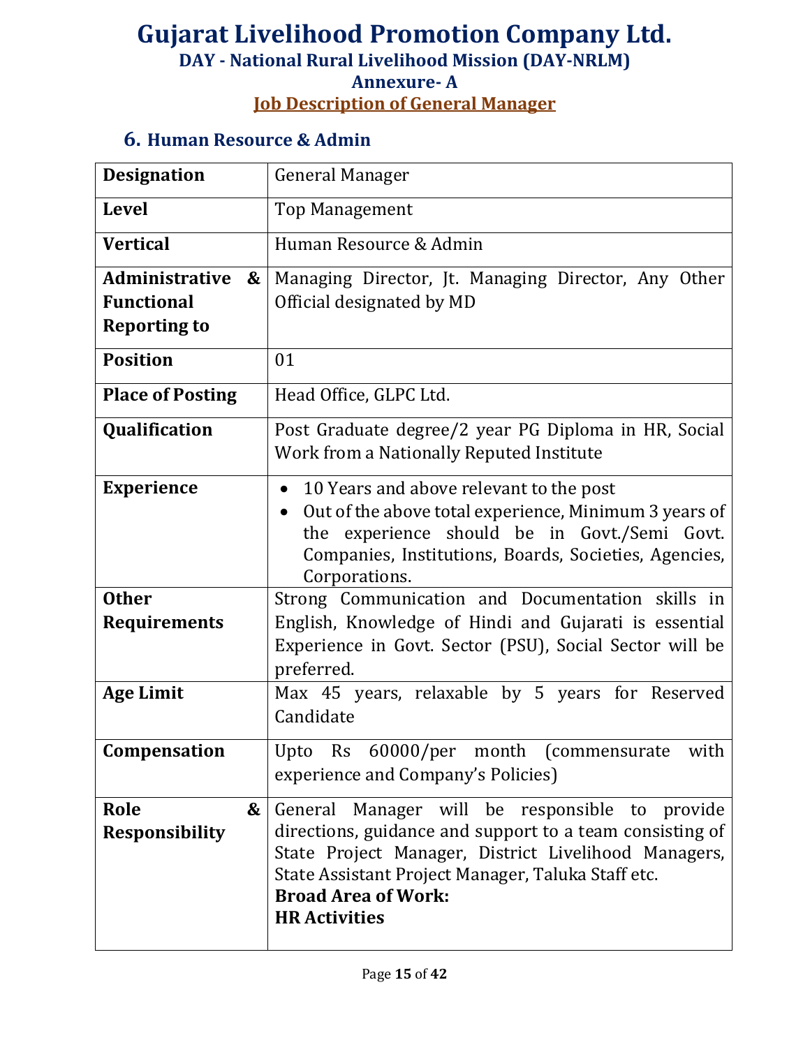# Gujarat Livelihood Promotion Company Ltd.

## DAY - National Rural Livelihood Mission (DAY-NRLM)

## Annexure- A

## Job Description of General Manager

### 6. Human Resource & Admin

| | |
|---|---|
| **Designation** | General Manager |
| **Level** | Top Management |
| **Vertical** | Human Resource & Admin |
| **Administrative & Functional Reporting to** | Managing Director, Jt. Managing Director, Any Other Official designated by MD |
| **Position** | 01 |
| **Place of Posting** | Head Office, GLPC Ltd. |
| **Qualification** | Post Graduate degree/2 year PG Diploma in HR, Social Work from a Nationally Reputed Institute |
| **Experience** | • 10 Years and above relevant to the post<br>• Out of the above total experience, Minimum 3 years of the experience should be in Govt./Semi Govt. Companies, Institutions, Boards, Societies, Agencies, Corporations. |
| **Other Requirements** | Strong Communication and Documentation skills in English, Knowledge of Hindi and Gujarati is essential Experience in Govt. Sector (PSU), Social Sector will be preferred. |
| **Age Limit** | Max 45 years, relaxable by 5 years for Reserved Candidate |
| **Compensation** | Upto Rs 60000/per month (commensurate with experience and Company's Policies) |
| **Role & Responsibility** | General Manager will be responsible to provide directions, guidance and support to a team consisting of State Project Manager, District Livelihood Managers, State Assistant Project Manager, Taluka Staff etc.<br>**Broad Area of Work:**<br>**HR Activities** |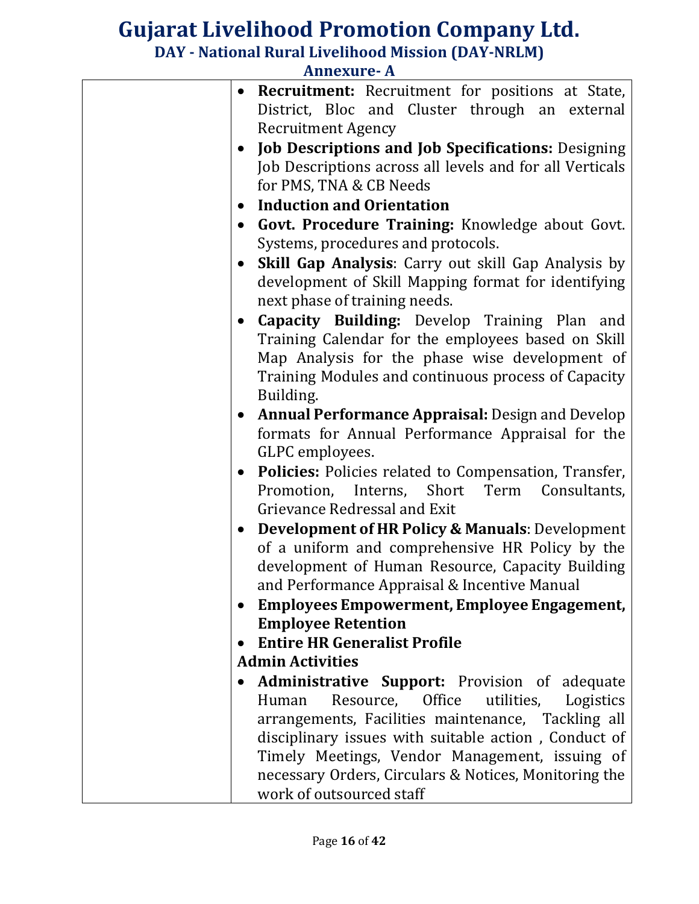# Gujarat Livelihood Promotion Company Ltd.

## DAY - National Rural Livelihood Mission (DAY-NRLM)

### Annexure- A

| | |
|---|---|
| | • **Recruitment:** Recruitment for positions at State, District, Bloc and Cluster through an external Recruitment Agency<br>• **Job Descriptions and Job Specifications:** Designing Job Descriptions across all levels and for all Verticals for PMS, TNA & CB Needs<br>• **Induction and Orientation**<br>• **Govt. Procedure Training:** Knowledge about Govt. Systems, procedures and protocols.<br>• **Skill Gap Analysis**: Carry out skill Gap Analysis by development of Skill Mapping format for identifying next phase of training needs.<br>• **Capacity Building:** Develop Training Plan and Training Calendar for the employees based on Skill Map Analysis for the phase wise development of Training Modules and continuous process of Capacity Building.<br>• **Annual Performance Appraisal:** Design and Develop formats for Annual Performance Appraisal for the GLPC employees.<br>• **Policies:** Policies related to Compensation, Transfer, Promotion, Interns, Short Term Consultants, Grievance Redressal and Exit<br>• **Development of HR Policy & Manuals**: Development of a uniform and comprehensive HR Policy by the development of Human Resource, Capacity Building and Performance Appraisal & Incentive Manual<br>• **Employees Empowerment, Employee Engagement, Employee Retention**<br>• **Entire HR Generalist Profile**<br>**Admin Activities**<br>• **Administrative Support:** Provision of adequate Human Resource, Office utilities, Logistics arrangements, Facilities maintenance, Tackling all disciplinary issues with suitable action , Conduct of Timely Meetings, Vendor Management, issuing of necessary Orders, Circulars & Notices, Monitoring the work of outsourced staff |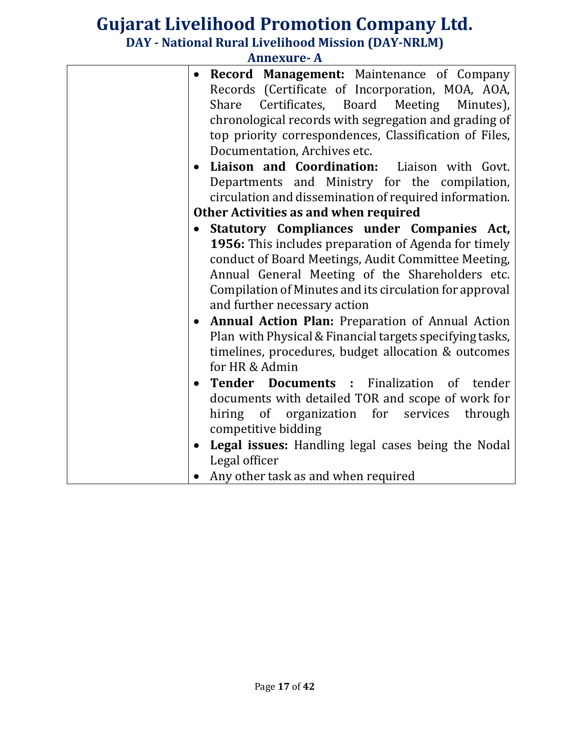| | |
|---|---|
| | • **Record Management:** Maintenance of Company Records (Certificate of Incorporation, MOA, AOA, Share Certificates, Board Meeting Minutes), chronological records with segregation and grading of top priority correspondences, Classification of Files, Documentation, Archives etc.<br>• **Liaison and Coordination:** Liaison with Govt. Departments and Ministry for the compilation, circulation and dissemination of required information.<br>**Other Activities as and when required**<br>• **Statutory Compliances under Companies Act, 1956:** This includes preparation of Agenda for timely conduct of Board Meetings, Audit Committee Meeting, Annual General Meeting of the Shareholders etc. Compilation of Minutes and its circulation for approval and further necessary action<br>• **Annual Action Plan:** Preparation of Annual Action Plan with Physical & Financial targets specifying tasks, timelines, procedures, budget allocation & outcomes for HR & Admin<br>• **Tender Documents :** Finalization of tender documents with detailed TOR and scope of work for hiring of organization for services through competitive bidding<br>• **Legal issues:** Handling legal cases being the Nodal Legal officer<br>• Any other task as and when required |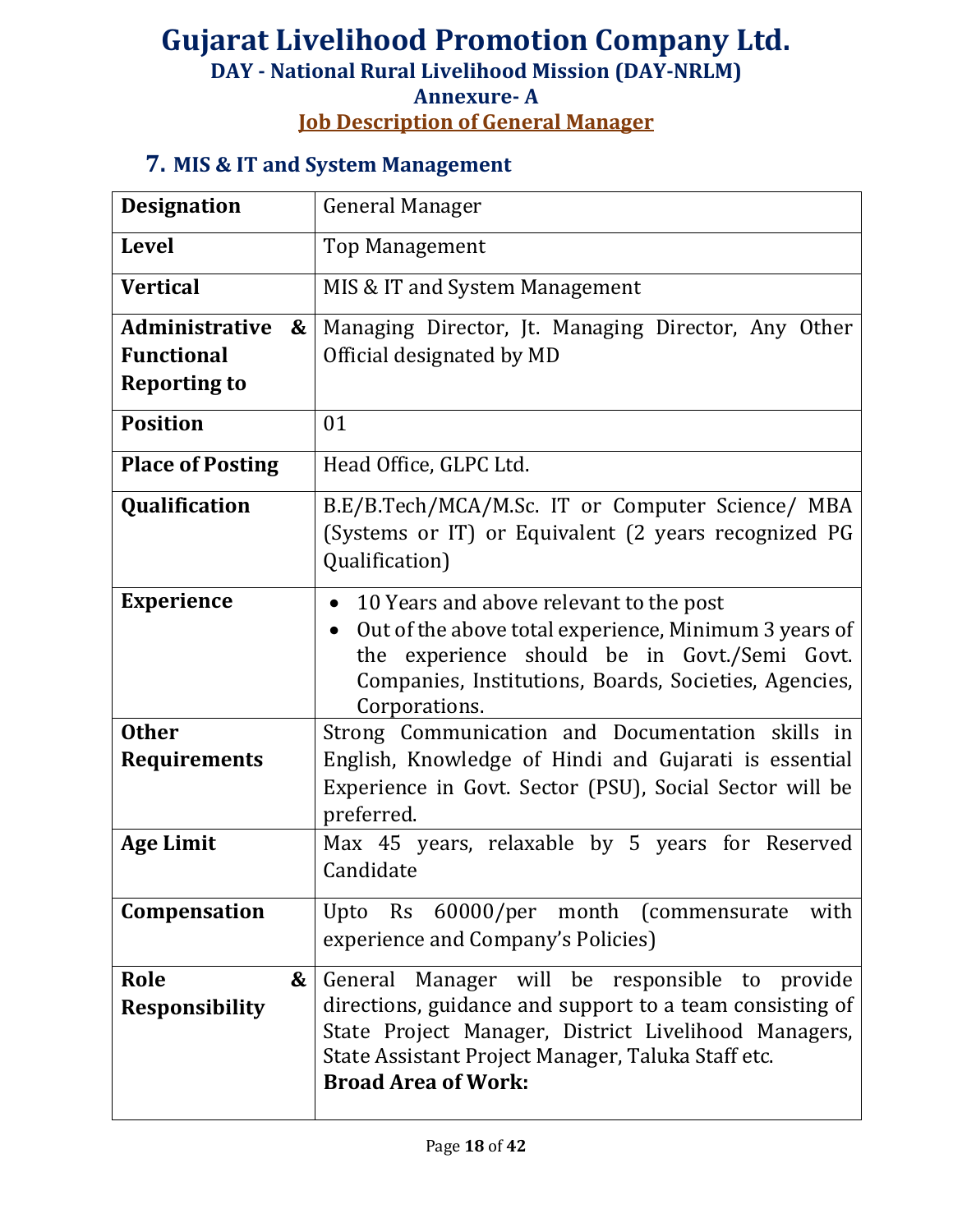# Gujarat Livelihood Promotion Company Ltd.

## DAY - National Rural Livelihood Mission (DAY-NRLM)

## Annexure- A

## Job Description of General Manager

### 7. MIS & IT and System Management

| **Designation** | General Manager |
|---|---|
| **Level** | Top Management |
| **Vertical** | MIS & IT and System Management |
| **Administrative & Functional Reporting to** | Managing Director, Jt. Managing Director, Any Other Official designated by MD |
| **Position** | 01 |
| **Place of Posting** | Head Office, GLPC Ltd. |
| **Qualification** | B.E/B.Tech/MCA/M.Sc. IT or Computer Science/ MBA (Systems or IT) or Equivalent (2 years recognized PG Qualification) |
| **Experience** | • 10 Years and above relevant to the post<br>• Out of the above total experience, Minimum 3 years of the experience should be in Govt./Semi Govt. Companies, Institutions, Boards, Societies, Agencies, Corporations. |
| **Other Requirements** | Strong Communication and Documentation skills in English, Knowledge of Hindi and Gujarati is essential Experience in Govt. Sector (PSU), Social Sector will be preferred. |
| **Age Limit** | Max 45 years, relaxable by 5 years for Reserved Candidate |
| **Compensation** | Upto Rs 60000/per month (commensurate with experience and Company's Policies) |
| **Role & Responsibility** | General Manager will be responsible to provide directions, guidance and support to a team consisting of State Project Manager, District Livelihood Managers, State Assistant Project Manager, Taluka Staff etc.<br>**Broad Area of Work:** |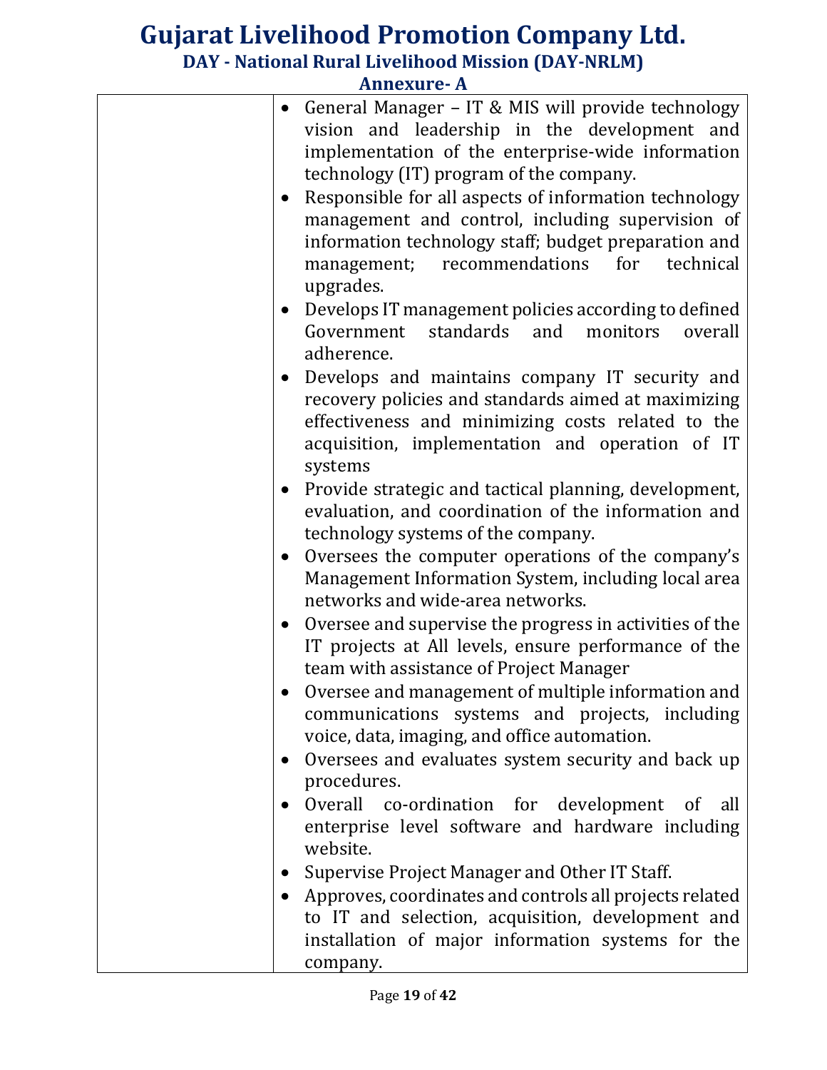# Gujarat Livelihood Promotion Company Ltd.

## DAY - National Rural Livelihood Mission (DAY-NRLM)

### Annexure- A

| | |
|---|---|
| | • General Manager – IT & MIS will provide technology vision and leadership in the development and implementation of the enterprise-wide information technology (IT) program of the company.<br>• Responsible for all aspects of information technology management and control, including supervision of information technology staff; budget preparation and management; recommendations for technical upgrades.<br>• Develops IT management policies according to defined Government standards and monitors overall adherence.<br>• Develops and maintains company IT security and recovery policies and standards aimed at maximizing effectiveness and minimizing costs related to the acquisition, implementation and operation of IT systems<br>• Provide strategic and tactical planning, development, evaluation, and coordination of the information and technology systems of the company.<br>• Oversees the computer operations of the company's Management Information System, including local area networks and wide-area networks.<br>• Oversee and supervise the progress in activities of the IT projects at All levels, ensure performance of the team with assistance of Project Manager<br>• Oversee and management of multiple information and communications systems and projects, including voice, data, imaging, and office automation.<br>• Oversees and evaluates system security and back up procedures.<br>• Overall co-ordination for development of all enterprise level software and hardware including website.<br>• Supervise Project Manager and Other IT Staff.<br>• Approves, coordinates and controls all projects related to IT and selection, acquisition, development and installation of major information systems for the company. |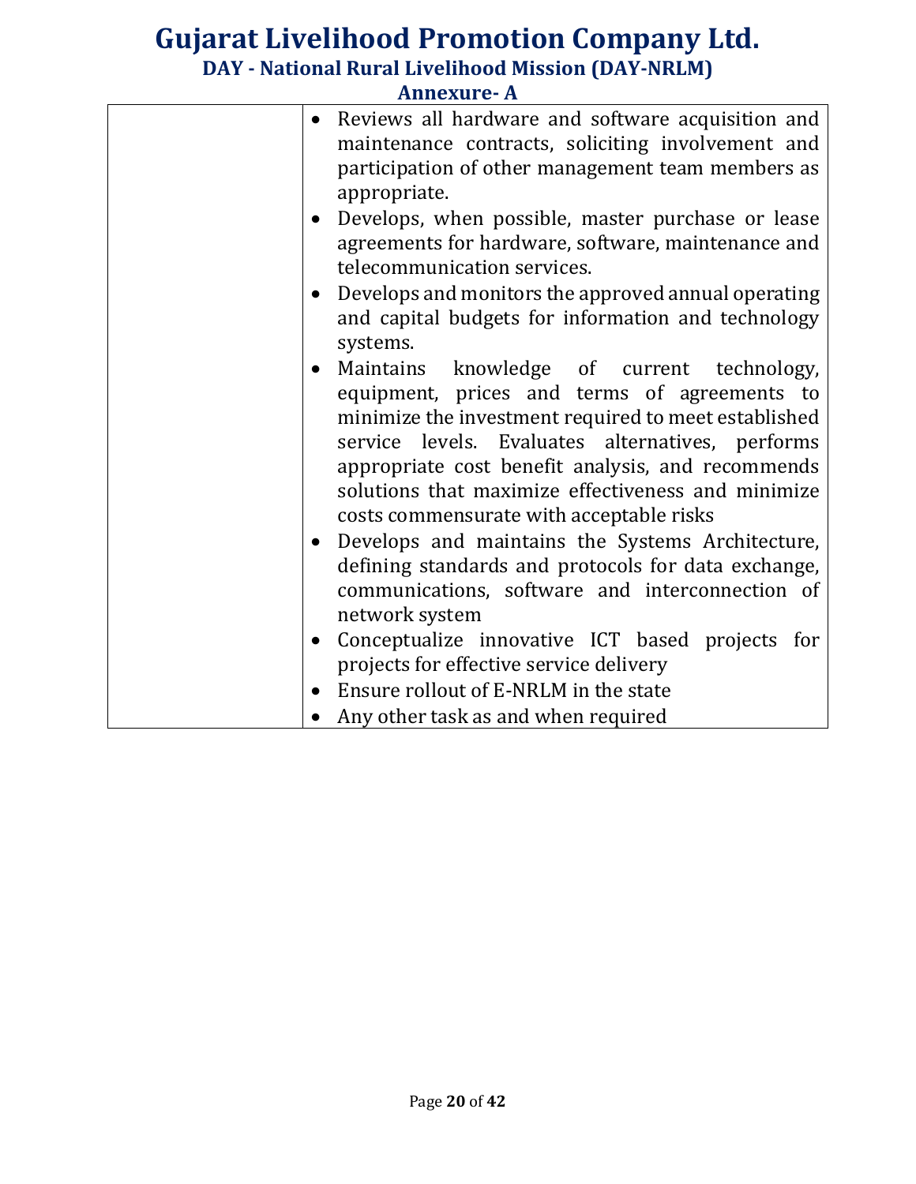| | |
|---|---|
| | • Reviews all hardware and software acquisition and maintenance contracts, soliciting involvement and participation of other management team members as appropriate.<br>• Develops, when possible, master purchase or lease agreements for hardware, software, maintenance and telecommunication services.<br>• Develops and monitors the approved annual operating and capital budgets for information and technology systems.<br>• Maintains knowledge of current technology, equipment, prices and terms of agreements to minimize the investment required to meet established service levels. Evaluates alternatives, performs appropriate cost benefit analysis, and recommends solutions that maximize effectiveness and minimize costs commensurate with acceptable risks<br>• Develops and maintains the Systems Architecture, defining standards and protocols for data exchange, communications, software and interconnection of network system<br>• Conceptualize innovative ICT based projects for projects for effective service delivery<br>• Ensure rollout of E-NRLM in the state<br>• Any other task as and when required |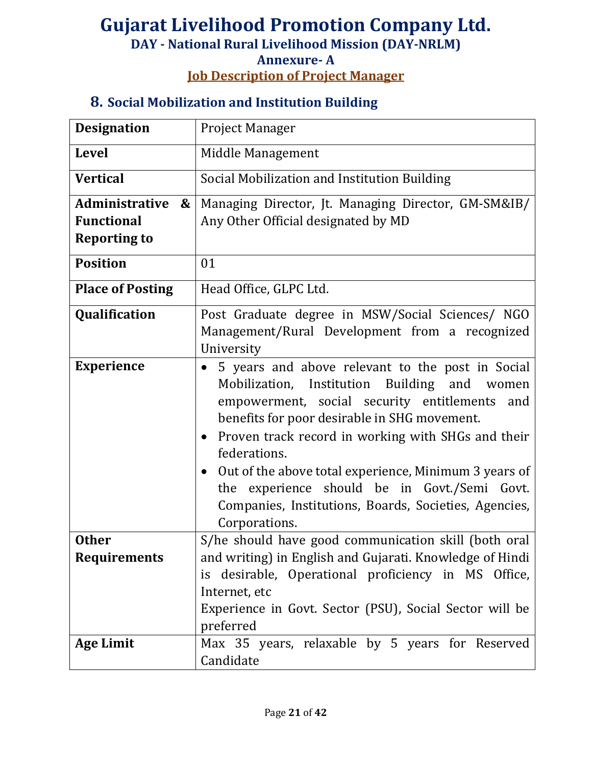# Gujarat Livelihood Promotion Company Ltd.

## DAY - National Rural Livelihood Mission (DAY-NRLM)

## Annexure- A

## Job Description of Project Manager

### 8. Social Mobilization and Institution Building

| | |
|---|---|
| **Designation** | Project Manager |
| **Level** | Middle Management |
| **Vertical** | Social Mobilization and Institution Building |
| **Administrative & Functional Reporting to** | Managing Director, Jt. Managing Director, GM-SM&IB/ Any Other Official designated by MD |
| **Position** | 01 |
| **Place of Posting** | Head Office, GLPC Ltd. |
| **Qualification** | Post Graduate degree in MSW/Social Sciences/ NGO Management/Rural Development from a recognized University |
| **Experience** | • 5 years and above relevant to the post in Social Mobilization, Institution Building and women empowerment, social security entitlements and benefits for poor desirable in SHG movement.<br>• Proven track record in working with SHGs and their federations.<br>• Out of the above total experience, Minimum 3 years of the experience should be in Govt./Semi Govt. Companies, Institutions, Boards, Societies, Agencies, Corporations. |
| **Other Requirements** | S/he should have good communication skill (both oral and writing) in English and Gujarati. Knowledge of Hindi is desirable, Operational proficiency in MS Office, Internet, etc<br>Experience in Govt. Sector (PSU), Social Sector will be preferred |
| **Age Limit** | Max 35 years, relaxable by 5 years for Reserved Candidate |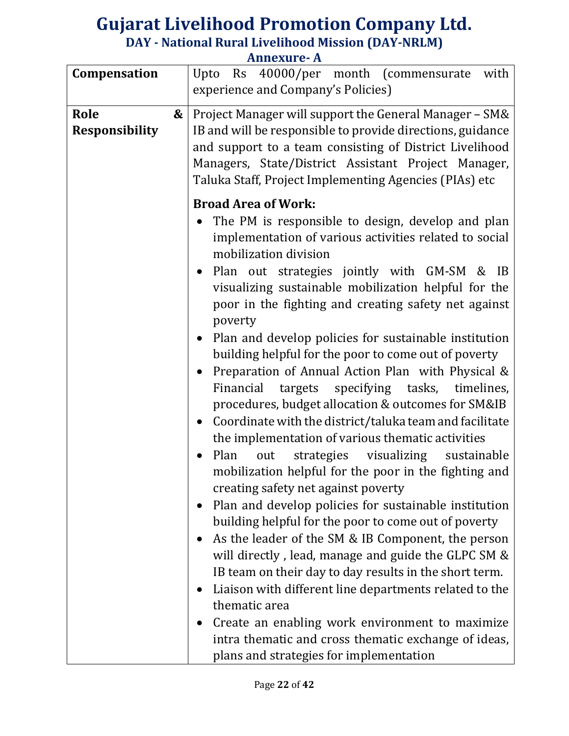# Gujarat Livelihood Promotion Company Ltd.

## DAY - National Rural Livelihood Mission (DAY-NRLM)

### Annexure- A

| | |
|---|---|
| **Compensation** | Upto Rs 40000/per month (commensurate with experience and Company's Policies) |
| **Role & Responsibility** | Project Manager will support the General Manager – SM& IB and will be responsible to provide directions, guidance and support to a team consisting of District Livelihood Managers, State/District Assistant Project Manager, Taluka Staff, Project Implementing Agencies (PIAs) etc<br><br>**Broad Area of Work:**<br>• The PM is responsible to design, develop and plan implementation of various activities related to social mobilization division<br>• Plan out strategies jointly with GM-SM & IB visualizing sustainable mobilization helpful for the poor in the fighting and creating safety net against poverty<br>• Plan and develop policies for sustainable institution building helpful for the poor to come out of poverty<br>• Preparation of Annual Action Plan with Physical & Financial targets specifying tasks, timelines, procedures, budget allocation & outcomes for SM&IB<br>• Coordinate with the district/taluka team and facilitate the implementation of various thematic activities<br>• Plan out strategies visualizing sustainable mobilization helpful for the poor in the fighting and creating safety net against poverty<br>• Plan and develop policies for sustainable institution building helpful for the poor to come out of poverty<br>• As the leader of the SM & IB Component, the person will directly , lead, manage and guide the GLPC SM & IB team on their day to day results in the short term.<br>• Liaison with different line departments related to the thematic area<br>• Create an enabling work environment to maximize intra thematic and cross thematic exchange of ideas, plans and strategies for implementation |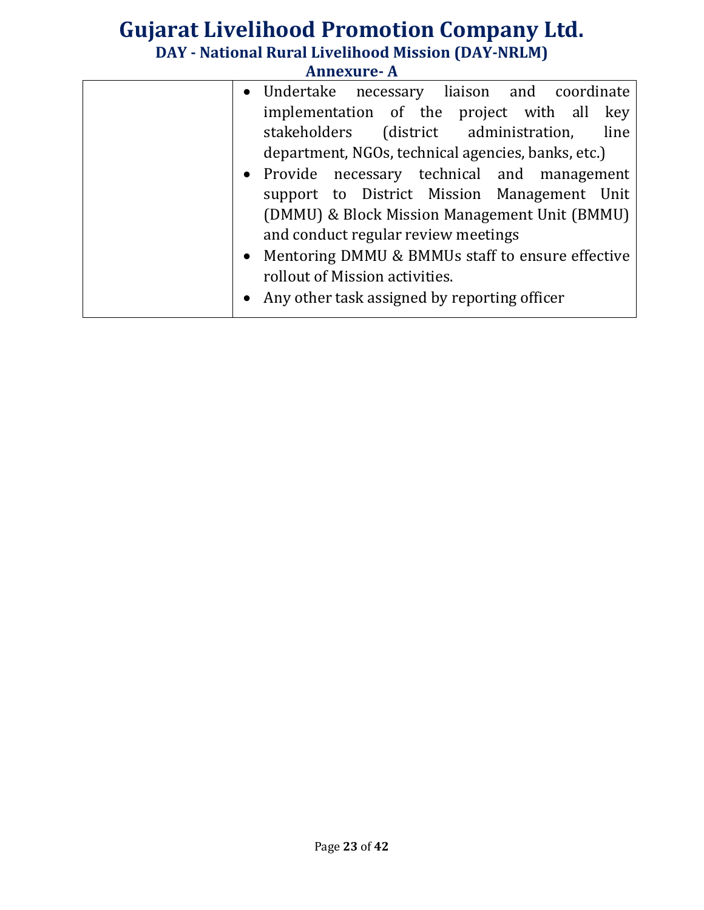| | |
|---|---|
| | • Undertake necessary liaison and coordinate implementation of the project with all key stakeholders (district administration, line department, NGOs, technical agencies, banks, etc.)<br>• Provide necessary technical and management support to District Mission Management Unit (DMMU) & Block Mission Management Unit (BMMU) and conduct regular review meetings<br>• Mentoring DMMU & BMMUs staff to ensure effective rollout of Mission activities.<br>• Any other task assigned by reporting officer |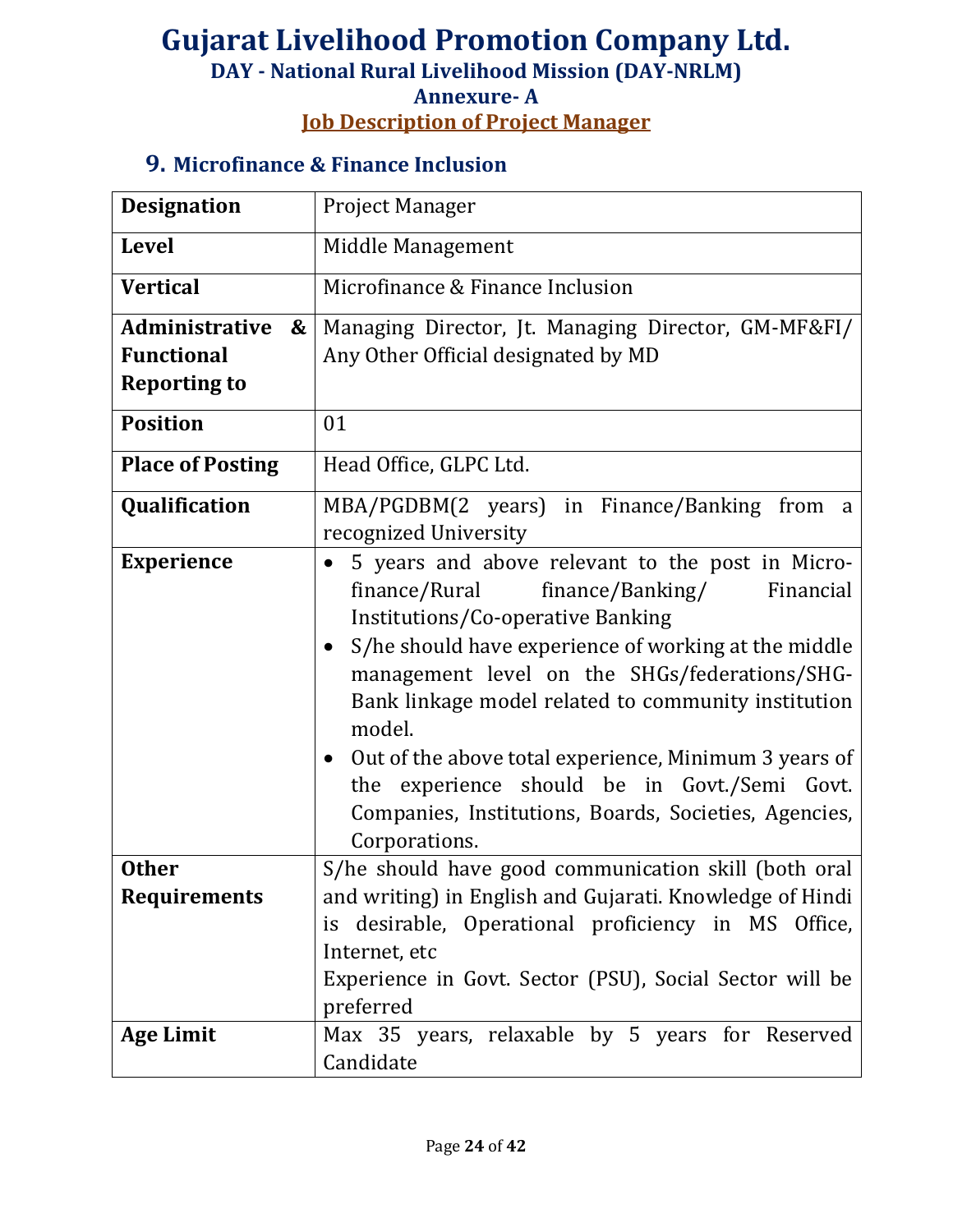# Gujarat Livelihood Promotion Company Ltd.

## DAY - National Rural Livelihood Mission (DAY-NRLM)

## Annexure- A

## Job Description of Project Manager

### 9. Microfinance & Finance Inclusion

| **Designation** | Project Manager |
|---|---|
| **Level** | Middle Management |
| **Vertical** | Microfinance & Finance Inclusion |
| **Administrative & Functional Reporting to** | Managing Director, Jt. Managing Director, GM-MF&FI/ Any Other Official designated by MD |
| **Position** | 01 |
| **Place of Posting** | Head Office, GLPC Ltd. |
| **Qualification** | MBA/PGDBM(2 years) in Finance/Banking from a recognized University |
| **Experience** | • 5 years and above relevant to the post in Micro-finance/Rural finance/Banking/ Financial Institutions/Co-operative Banking<br>• S/he should have experience of working at the middle management level on the SHGs/federations/SHG-Bank linkage model related to community institution model.<br>• Out of the above total experience, Minimum 3 years of the experience should be in Govt./Semi Govt. Companies, Institutions, Boards, Societies, Agencies, Corporations. |
| **Other Requirements** | S/he should have good communication skill (both oral and writing) in English and Gujarati. Knowledge of Hindi is desirable, Operational proficiency in MS Office, Internet, etc<br>Experience in Govt. Sector (PSU), Social Sector will be preferred |
| **Age Limit** | Max 35 years, relaxable by 5 years for Reserved Candidate |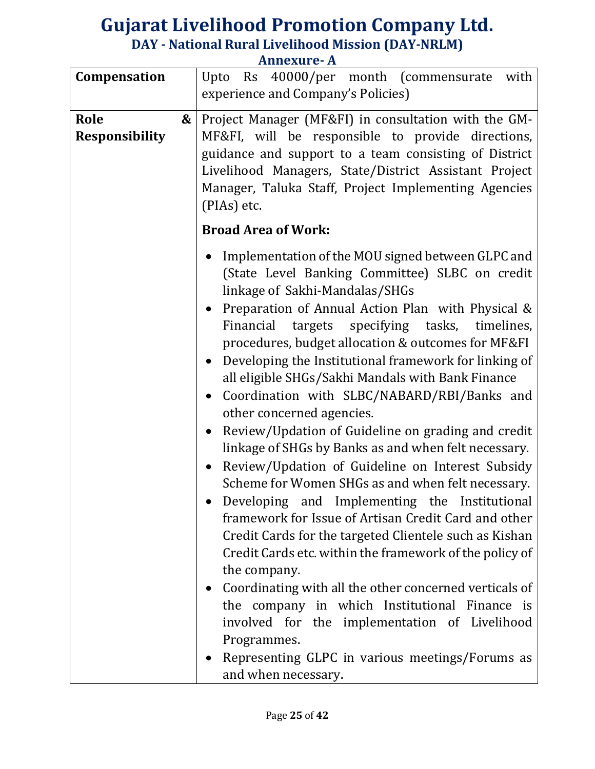# Gujarat Livelihood Promotion Company Ltd.

## DAY - National Rural Livelihood Mission (DAY-NRLM)

### Annexure- A

| | |
|---|---|
| **Compensation** | Upto Rs 40000/per month (commensurate with experience and Company's Policies) |
| **Role & Responsibility** | Project Manager (MF&FI) in consultation with the GM-MF&FI, will be responsible to provide directions, guidance and support to a team consisting of District Livelihood Managers, State/District Assistant Project Manager, Taluka Staff, Project Implementing Agencies (PIAs) etc.<br><br>**Broad Area of Work:**<br><br>• Implementation of the MOU signed between GLPC and (State Level Banking Committee) SLBC on credit linkage of Sakhi-Mandalas/SHGs<br>• Preparation of Annual Action Plan with Physical & Financial targets specifying tasks, timelines, procedures, budget allocation & outcomes for MF&FI<br>• Developing the Institutional framework for linking of all eligible SHGs/Sakhi Mandals with Bank Finance<br>• Coordination with SLBC/NABARD/RBI/Banks and other concerned agencies.<br>• Review/Updation of Guideline on grading and credit linkage of SHGs by Banks as and when felt necessary.<br>• Review/Updation of Guideline on Interest Subsidy Scheme for Women SHGs as and when felt necessary.<br>• Developing and Implementing the Institutional framework for Issue of Artisan Credit Card and other Credit Cards for the targeted Clientele such as Kishan Credit Cards etc. within the framework of the policy of the company.<br>• Coordinating with all the other concerned verticals of the company in which Institutional Finance is involved for the implementation of Livelihood Programmes.<br>• Representing GLPC in various meetings/Forums as and when necessary. |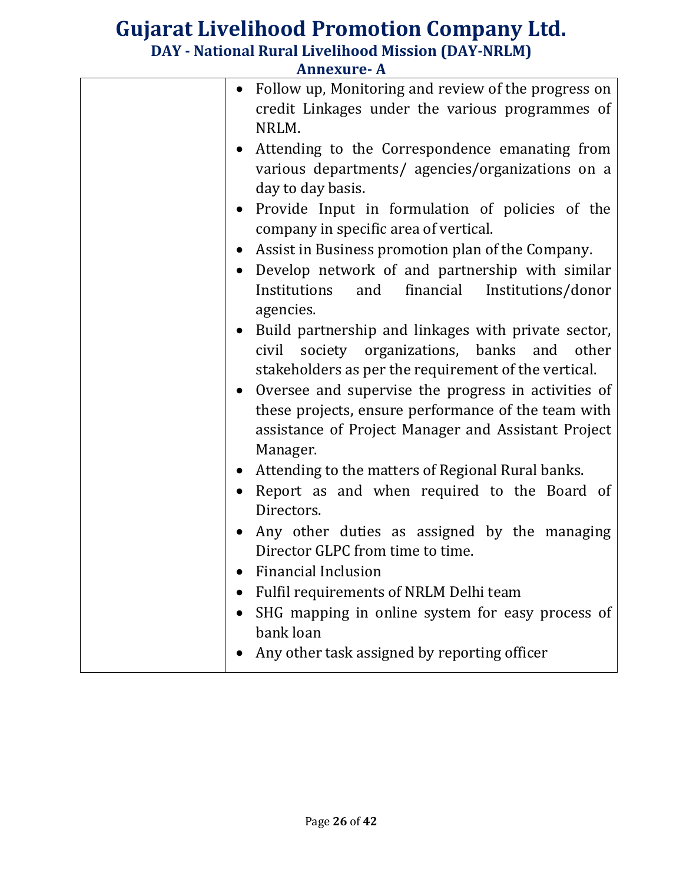| | |
|---|---|
| | • Follow up, Monitoring and review of the progress on credit Linkages under the various programmes of NRLM.<br>• Attending to the Correspondence emanating from various departments/ agencies/organizations on a day to day basis.<br>• Provide Input in formulation of policies of the company in specific area of vertical.<br>• Assist in Business promotion plan of the Company.<br>• Develop network of and partnership with similar Institutions and financial Institutions/donor agencies.<br>• Build partnership and linkages with private sector, civil society organizations, banks and other stakeholders as per the requirement of the vertical.<br>• Oversee and supervise the progress in activities of these projects, ensure performance of the team with assistance of Project Manager and Assistant Project Manager.<br>• Attending to the matters of Regional Rural banks.<br>• Report as and when required to the Board of Directors.<br>• Any other duties as assigned by the managing Director GLPC from time to time.<br>• Financial Inclusion<br>• Fulfil requirements of NRLM Delhi team<br>• SHG mapping in online system for easy process of bank loan<br>• Any other task assigned by reporting officer |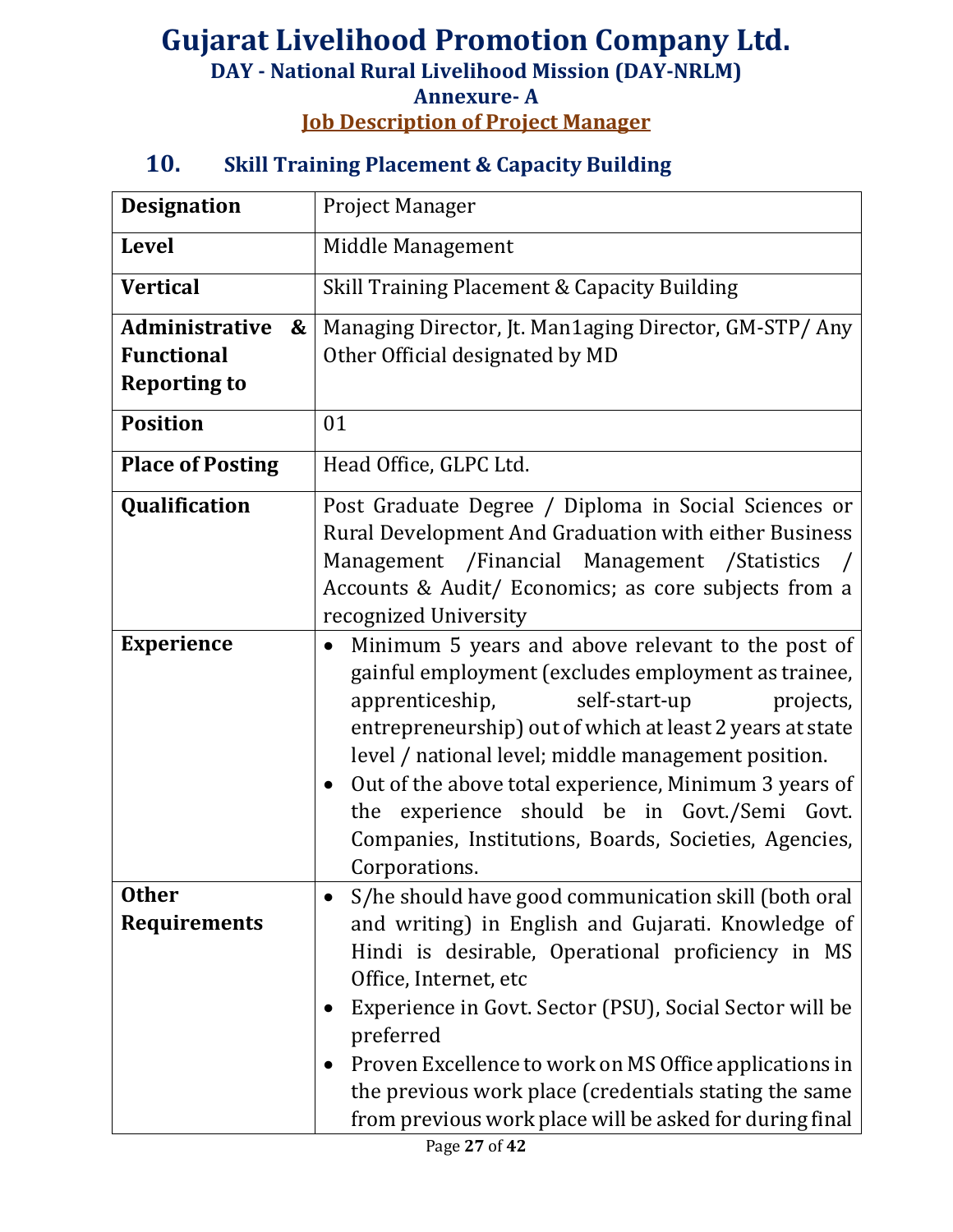# Gujarat Livelihood Promotion Company Ltd.

**DAY - National Rural Livelihood Mission (DAY-NRLM)**

**Annexure- A**

**Job Description of Project Manager**

## 10. Skill Training Placement & Capacity Building

| **Designation** | Project Manager |
|---|---|
| **Level** | Middle Management |
| **Vertical** | Skill Training Placement & Capacity Building |
| **Administrative & Functional Reporting to** | Managing Director, Jt. Man1aging Director, GM-STP/ Any Other Official designated by MD |
| **Position** | 01 |
| **Place of Posting** | Head Office, GLPC Ltd. |
| **Qualification** | Post Graduate Degree / Diploma in Social Sciences or Rural Development And Graduation with either Business Management /Financial Management /Statistics / Accounts & Audit/ Economics; as core subjects from a recognized University |
| **Experience** | • Minimum 5 years and above relevant to the post of gainful employment (excludes employment as trainee, apprenticeship, self-start-up projects, entrepreneurship) out of which at least 2 years at state level / national level; middle management position.<br>• Out of the above total experience, Minimum 3 years of the experience should be in Govt./Semi Govt. Companies, Institutions, Boards, Societies, Agencies, Corporations. |
| **Other Requirements** | • S/he should have good communication skill (both oral and writing) in English and Gujarati. Knowledge of Hindi is desirable, Operational proficiency in MS Office, Internet, etc<br>• Experience in Govt. Sector (PSU), Social Sector will be preferred<br>• Proven Excellence to work on MS Office applications in the previous work place (credentials stating the same from previous work place will be asked for during final |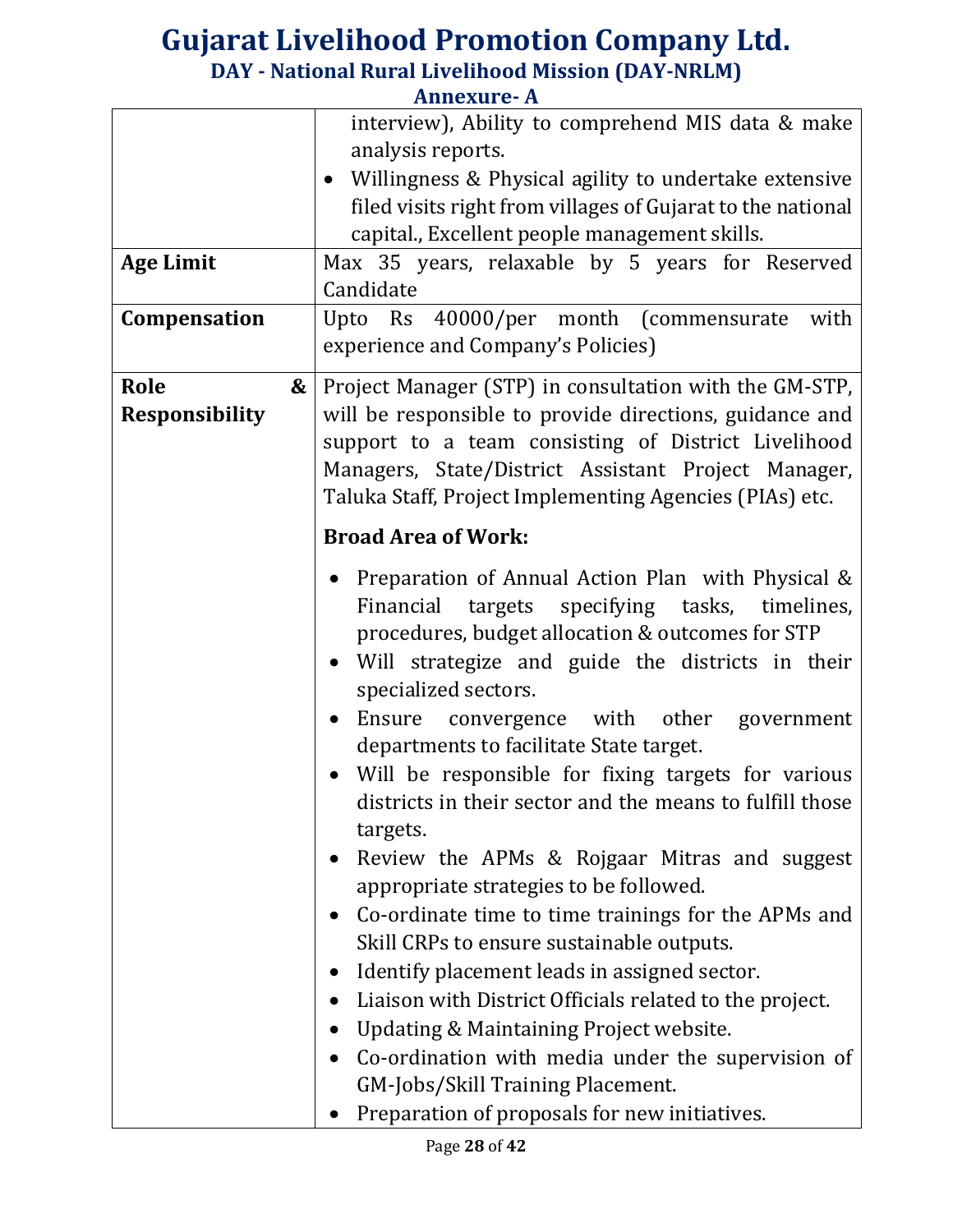| | |
|---|---|
| | interview), Ability to comprehend MIS data & make analysis reports.<br>• Willingness & Physical agility to undertake extensive filed visits right from villages of Gujarat to the national capital., Excellent people management skills. |
| **Age Limit** | Max 35 years, relaxable by 5 years for Reserved Candidate |
| **Compensation** | Upto Rs 40000/per month (commensurate with experience and Company's Policies) |
| **Role & Responsibility** | Project Manager (STP) in consultation with the GM-STP, will be responsible to provide directions, guidance and support to a team consisting of District Livelihood Managers, State/District Assistant Project Manager, Taluka Staff, Project Implementing Agencies (PIAs) etc.<br><br>**Broad Area of Work:**<br><br>• Preparation of Annual Action Plan with Physical & Financial targets specifying tasks, timelines, procedures, budget allocation & outcomes for STP<br>• Will strategize and guide the districts in their specialized sectors.<br>• Ensure convergence with other government departments to facilitate State target.<br>• Will be responsible for fixing targets for various districts in their sector and the means to fulfill those targets.<br>• Review the APMs & Rojgaar Mitras and suggest appropriate strategies to be followed.<br>• Co-ordinate time to time trainings for the APMs and Skill CRPs to ensure sustainable outputs.<br>• Identify placement leads in assigned sector.<br>• Liaison with District Officials related to the project.<br>• Updating & Maintaining Project website.<br>• Co-ordination with media under the supervision of GM-Jobs/Skill Training Placement.<br>• Preparation of proposals for new initiatives. |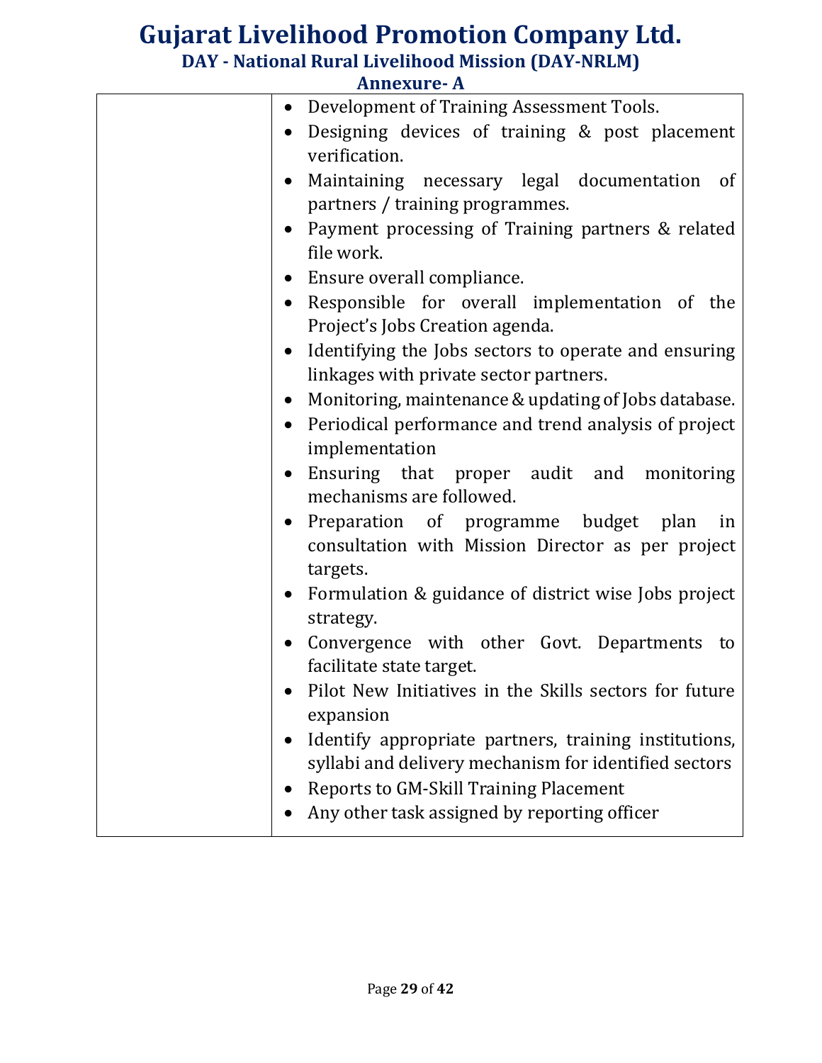# Gujarat Livelihood Promotion Company Ltd.

## DAY - National Rural Livelihood Mission (DAY-NRLM)

### Annexure- A

| | |
|---|---|
| | • Development of Training Assessment Tools.<br>• Designing devices of training & post placement verification.<br>• Maintaining necessary legal documentation of partners / training programmes.<br>• Payment processing of Training partners & related file work.<br>• Ensure overall compliance.<br>• Responsible for overall implementation of the Project's Jobs Creation agenda.<br>• Identifying the Jobs sectors to operate and ensuring linkages with private sector partners.<br>• Monitoring, maintenance & updating of Jobs database.<br>• Periodical performance and trend analysis of project implementation<br>• Ensuring that proper audit and monitoring mechanisms are followed.<br>• Preparation of programme budget plan in consultation with Mission Director as per project targets.<br>• Formulation & guidance of district wise Jobs project strategy.<br>• Convergence with other Govt. Departments to facilitate state target.<br>• Pilot New Initiatives in the Skills sectors for future expansion<br>• Identify appropriate partners, training institutions, syllabi and delivery mechanism for identified sectors<br>• Reports to GM-Skill Training Placement<br>• Any other task assigned by reporting officer |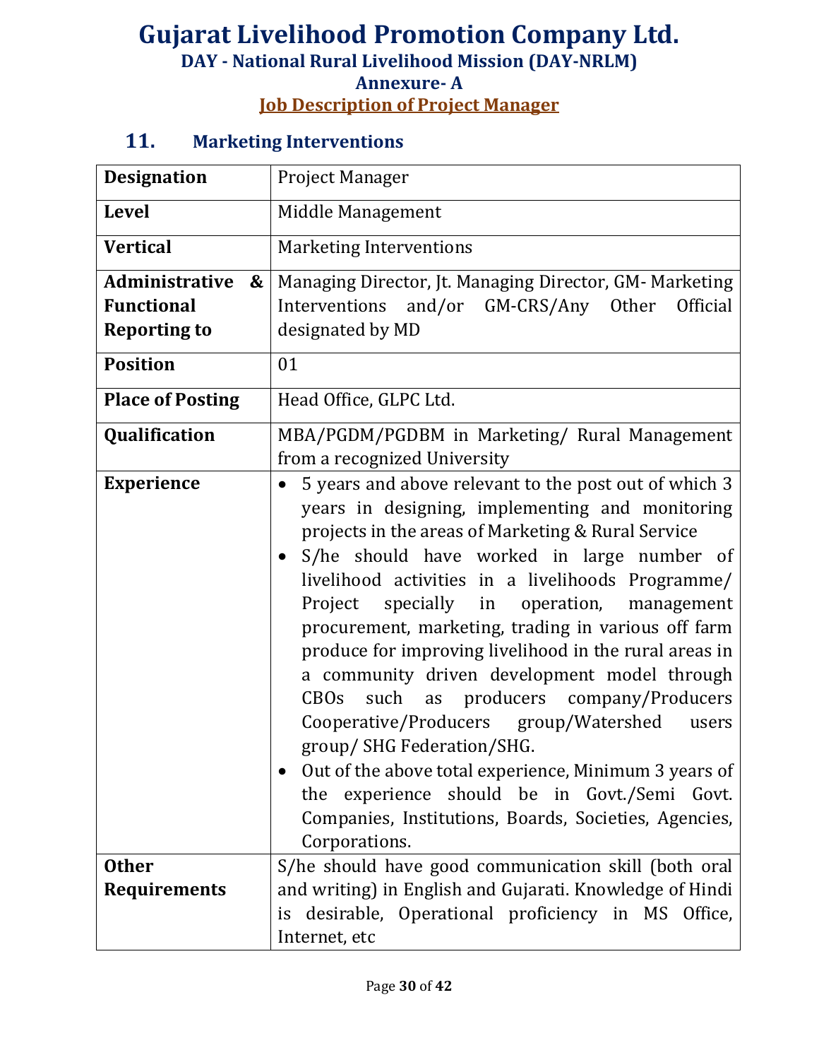# Gujarat Livelihood Promotion Company Ltd.

## DAY - National Rural Livelihood Mission (DAY-NRLM)

## Annexure- A

## Job Description of Project Manager

### 11. Marketing Interventions

| **Designation** | Project Manager |
|---|---|
| **Level** | Middle Management |
| **Vertical** | Marketing Interventions |
| **Administrative & Functional Reporting to** | Managing Director, Jt. Managing Director, GM- Marketing Interventions and/or GM-CRS/Any Other Official designated by MD |
| **Position** | 01 |
| **Place of Posting** | Head Office, GLPC Ltd. |
| **Qualification** | MBA/PGDM/PGDBM in Marketing/ Rural Management from a recognized University |
| **Experience** | • 5 years and above relevant to the post out of which 3 years in designing, implementing and monitoring projects in the areas of Marketing & Rural Service<br>• S/he should have worked in large number of livelihood activities in a livelihoods Programme/ Project specially in operation, management procurement, marketing, trading in various off farm produce for improving livelihood in the rural areas in a community driven development model through CBOs such as producers company/Producers Cooperative/Producers group/Watershed users group/ SHG Federation/SHG.<br>• Out of the above total experience, Minimum 3 years of the experience should be in Govt./Semi Govt. Companies, Institutions, Boards, Societies, Agencies, Corporations. |
| **Other Requirements** | S/he should have good communication skill (both oral and writing) in English and Gujarati. Knowledge of Hindi is desirable, Operational proficiency in MS Office, Internet, etc |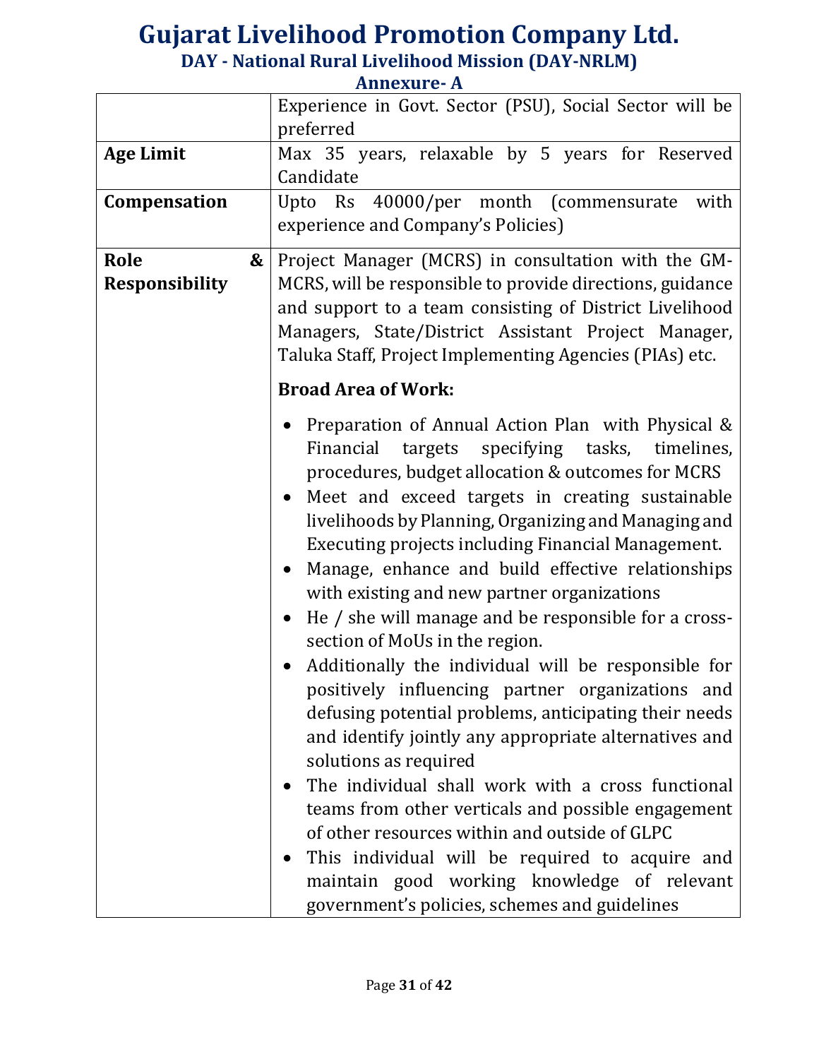# Gujarat Livelihood Promotion Company Ltd.

## DAY - National Rural Livelihood Mission (DAY-NRLM)

### Annexure- A

| | |
|---|---|
| | Experience in Govt. Sector (PSU), Social Sector will be preferred |
| **Age Limit** | Max 35 years, relaxable by 5 years for Reserved Candidate |
| **Compensation** | Upto Rs 40000/per month (commensurate with experience and Company's Policies) |
| **Role & Responsibility** | Project Manager (MCRS) in consultation with the GM-MCRS, will be responsible to provide directions, guidance and support to a team consisting of District Livelihood Managers, State/District Assistant Project Manager, Taluka Staff, Project Implementing Agencies (PIAs) etc.<br><br>**Broad Area of Work:**<br><br>• Preparation of Annual Action Plan with Physical & Financial targets specifying tasks, timelines, procedures, budget allocation & outcomes for MCRS<br>• Meet and exceed targets in creating sustainable livelihoods by Planning, Organizing and Managing and Executing projects including Financial Management.<br>• Manage, enhance and build effective relationships with existing and new partner organizations<br>• He / she will manage and be responsible for a cross-section of MoUs in the region.<br>• Additionally the individual will be responsible for positively influencing partner organizations and defusing potential problems, anticipating their needs and identify jointly any appropriate alternatives and solutions as required<br>• The individual shall work with a cross functional teams from other verticals and possible engagement of other resources within and outside of GLPC<br>• This individual will be required to acquire and maintain good working knowledge of relevant government's policies, schemes and guidelines |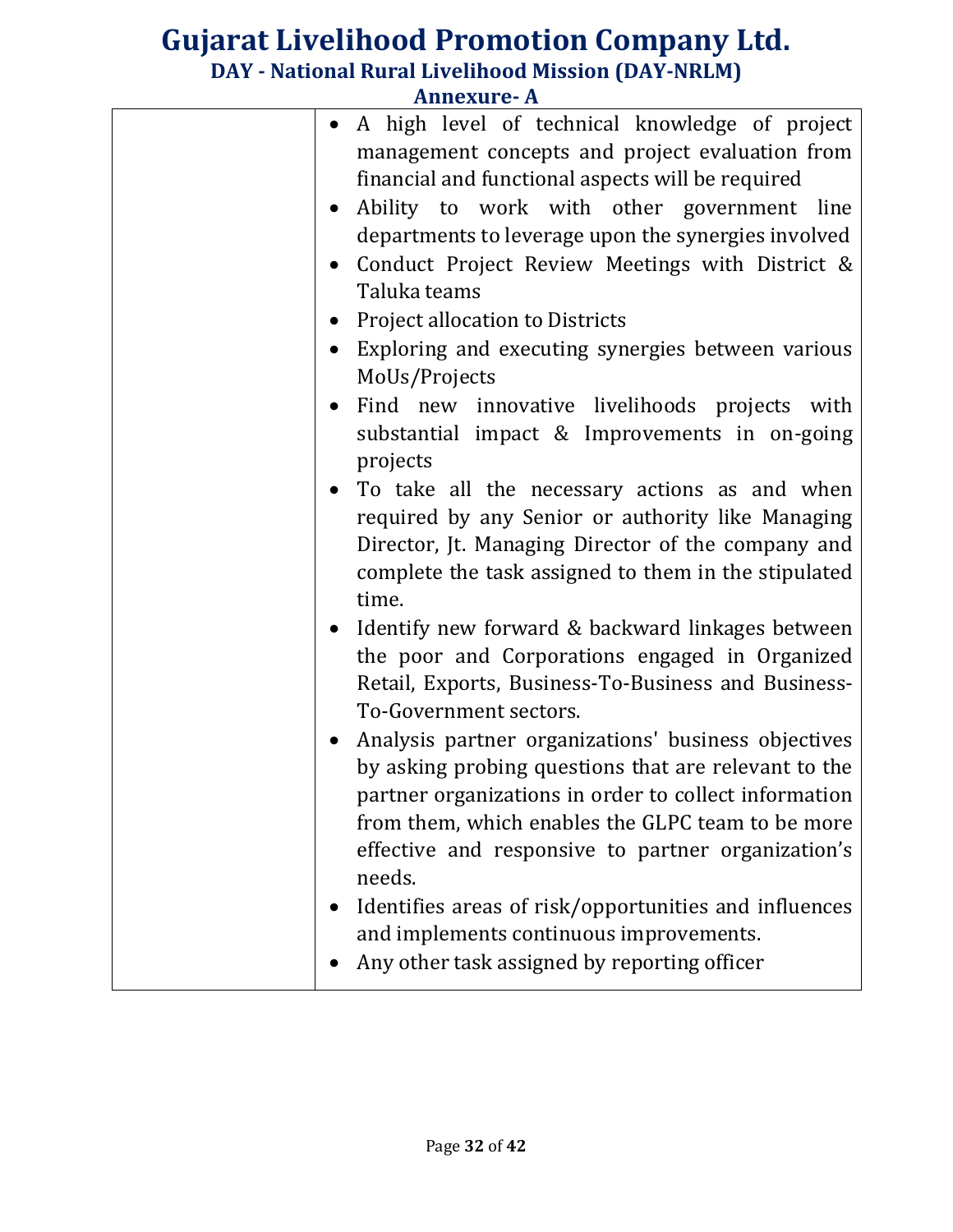| | |
|---|---|
| | • A high level of technical knowledge of project management concepts and project evaluation from financial and functional aspects will be required<br>• Ability to work with other government line departments to leverage upon the synergies involved<br>• Conduct Project Review Meetings with District & Taluka teams<br>• Project allocation to Districts<br>• Exploring and executing synergies between various MoUs/Projects<br>• Find new innovative livelihoods projects with substantial impact & Improvements in on-going projects<br>• To take all the necessary actions as and when required by any Senior or authority like Managing Director, Jt. Managing Director of the company and complete the task assigned to them in the stipulated time.<br>• Identify new forward & backward linkages between the poor and Corporations engaged in Organized Retail, Exports, Business-To-Business and Business-To-Government sectors.<br>• Analysis partner organizations' business objectives by asking probing questions that are relevant to the partner organizations in order to collect information from them, which enables the GLPC team to be more effective and responsive to partner organization's needs.<br>• Identifies areas of risk/opportunities and influences and implements continuous improvements.<br>• Any other task assigned by reporting officer |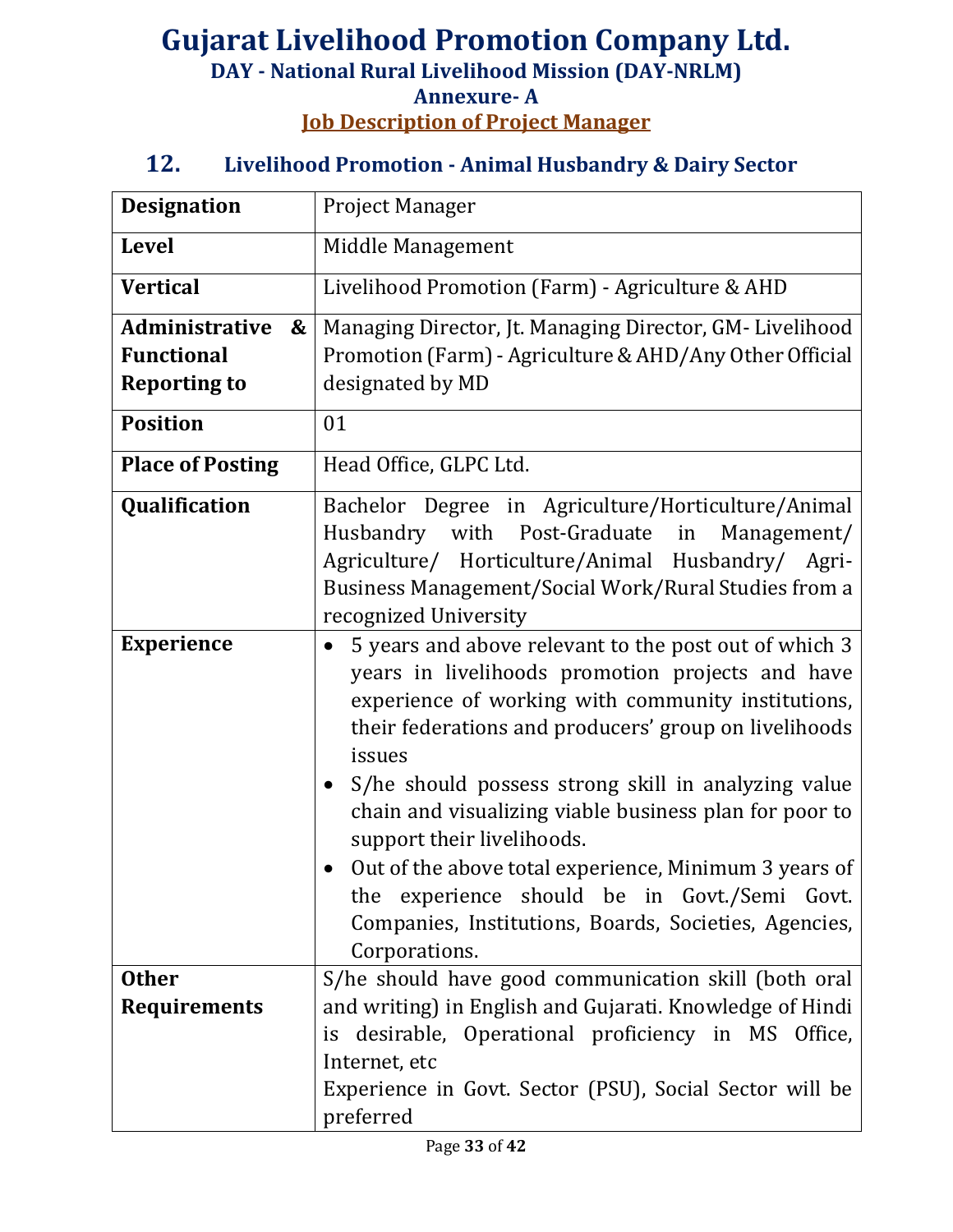# Gujarat Livelihood Promotion Company Ltd.

## DAY - National Rural Livelihood Mission (DAY-NRLM)

### Annexure- A

### Job Description of Project Manager

### 12. Livelihood Promotion - Animal Husbandry & Dairy Sector

| | |
|---|---|
| **Designation** | Project Manager |
| **Level** | Middle Management |
| **Vertical** | Livelihood Promotion (Farm) - Agriculture & AHD |
| **Administrative & Functional Reporting to** | Managing Director, Jt. Managing Director, GM- Livelihood Promotion (Farm) - Agriculture & AHD/Any Other Official designated by MD |
| **Position** | 01 |
| **Place of Posting** | Head Office, GLPC Ltd. |
| **Qualification** | Bachelor Degree in Agriculture/Horticulture/Animal Husbandry with Post-Graduate in Management/ Agriculture/ Horticulture/Animal Husbandry/ Agri-Business Management/Social Work/Rural Studies from a recognized University |
| **Experience** | • 5 years and above relevant to the post out of which 3 years in livelihoods promotion projects and have experience of working with community institutions, their federations and producers' group on livelihoods issues<br>• S/he should possess strong skill in analyzing value chain and visualizing viable business plan for poor to support their livelihoods.<br>• Out of the above total experience, Minimum 3 years of the experience should be in Govt./Semi Govt. Companies, Institutions, Boards, Societies, Agencies, Corporations. |
| **Other Requirements** | S/he should have good communication skill (both oral and writing) in English and Gujarati. Knowledge of Hindi is desirable, Operational proficiency in MS Office, Internet, etc<br>Experience in Govt. Sector (PSU), Social Sector will be preferred |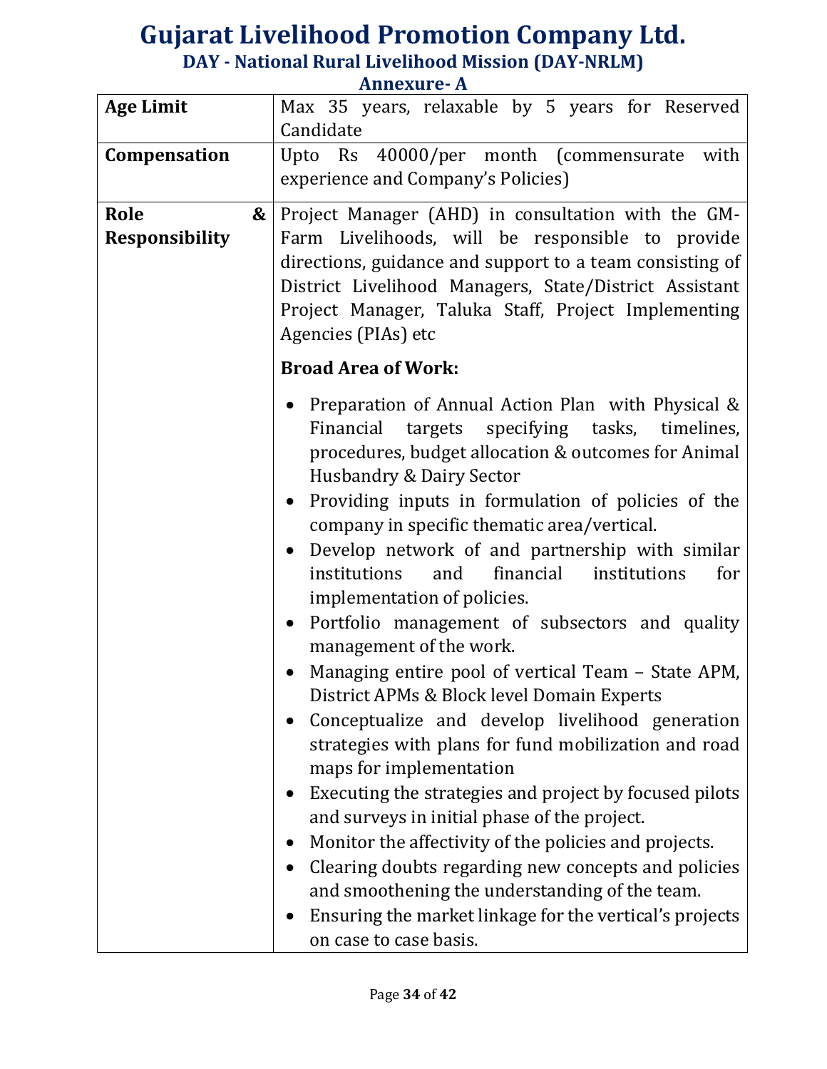# Gujarat Livelihood Promotion Company Ltd.

## DAY - National Rural Livelihood Mission (DAY-NRLM)

### Annexure- A

| | |
|---|---|
| **Age Limit** | Max 35 years, relaxable by 5 years for Reserved Candidate |
| **Compensation** | Upto Rs 40000/per month (commensurate with experience and Company's Policies) |
| **Role & Responsibility** | Project Manager (AHD) in consultation with the GM-Farm Livelihoods, will be responsible to provide directions, guidance and support to a team consisting of District Livelihood Managers, State/District Assistant Project Manager, Taluka Staff, Project Implementing Agencies (PIAs) etc<br><br>**Broad Area of Work:**<br><br>• Preparation of Annual Action Plan with Physical & Financial targets specifying tasks, timelines, procedures, budget allocation & outcomes for Animal Husbandry & Dairy Sector<br>• Providing inputs in formulation of policies of the company in specific thematic area/vertical.<br>• Develop network of and partnership with similar institutions and financial institutions for implementation of policies.<br>• Portfolio management of subsectors and quality management of the work.<br>• Managing entire pool of vertical Team – State APM, District APMs & Block level Domain Experts<br>• Conceptualize and develop livelihood generation strategies with plans for fund mobilization and road maps for implementation<br>• Executing the strategies and project by focused pilots and surveys in initial phase of the project.<br>• Monitor the affectivity of the policies and projects.<br>• Clearing doubts regarding new concepts and policies and smoothening the understanding of the team.<br>• Ensuring the market linkage for the vertical's projects on case to case basis. |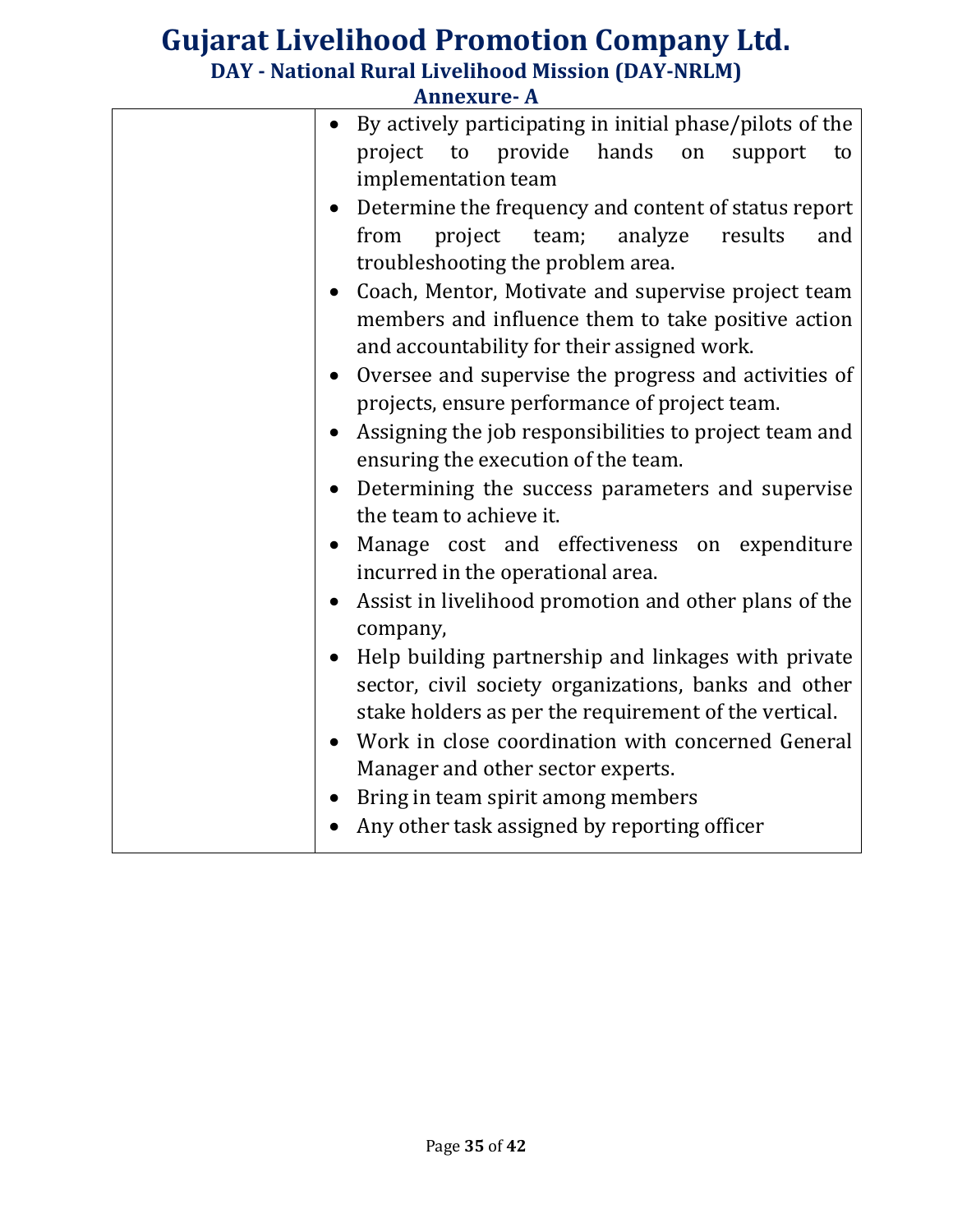| | |
|---|---|
| | • By actively participating in initial phase/pilots of the project to provide hands on support to implementation team<br>• Determine the frequency and content of status report from project team; analyze results and troubleshooting the problem area.<br>• Coach, Mentor, Motivate and supervise project team members and influence them to take positive action and accountability for their assigned work.<br>• Oversee and supervise the progress and activities of projects, ensure performance of project team.<br>• Assigning the job responsibilities to project team and ensuring the execution of the team.<br>• Determining the success parameters and supervise the team to achieve it.<br>• Manage cost and effectiveness on expenditure incurred in the operational area.<br>• Assist in livelihood promotion and other plans of the company,<br>• Help building partnership and linkages with private sector, civil society organizations, banks and other stake holders as per the requirement of the vertical.<br>• Work in close coordination with concerned General Manager and other sector experts.<br>• Bring in team spirit among members<br>• Any other task assigned by reporting officer |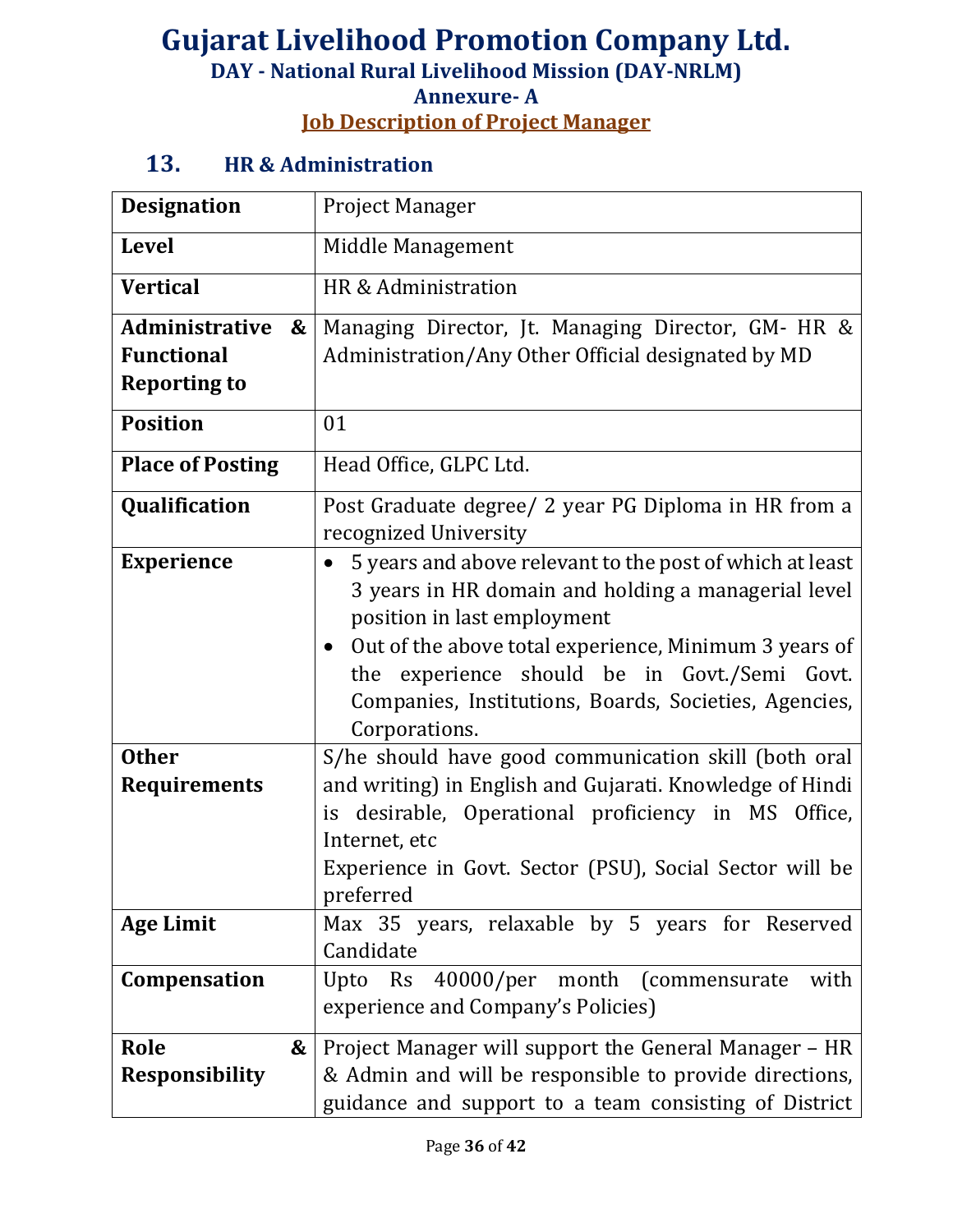# Gujarat Livelihood Promotion Company Ltd.

### DAY - National Rural Livelihood Mission (DAY-NRLM)

### Annexure- A

### Job Description of Project Manager

## 13. HR & Administration

| **Designation** | Project Manager |
|---|---|
| **Level** | Middle Management |
| **Vertical** | HR & Administration |
| **Administrative & Functional Reporting to** | Managing Director, Jt. Managing Director, GM- HR & Administration/Any Other Official designated by MD |
| **Position** | 01 |
| **Place of Posting** | Head Office, GLPC Ltd. |
| **Qualification** | Post Graduate degree/ 2 year PG Diploma in HR from a recognized University |
| **Experience** | • 5 years and above relevant to the post of which at least 3 years in HR domain and holding a managerial level position in last employment<br>• Out of the above total experience, Minimum 3 years of the experience should be in Govt./Semi Govt. Companies, Institutions, Boards, Societies, Agencies, Corporations. |
| **Other Requirements** | S/he should have good communication skill (both oral and writing) in English and Gujarati. Knowledge of Hindi is desirable, Operational proficiency in MS Office, Internet, etc<br>Experience in Govt. Sector (PSU), Social Sector will be preferred |
| **Age Limit** | Max 35 years, relaxable by 5 years for Reserved Candidate |
| **Compensation** | Upto Rs 40000/per month (commensurate with experience and Company's Policies) |
| **Role & Responsibility** | Project Manager will support the General Manager – HR & Admin and will be responsible to provide directions, guidance and support to a team consisting of District |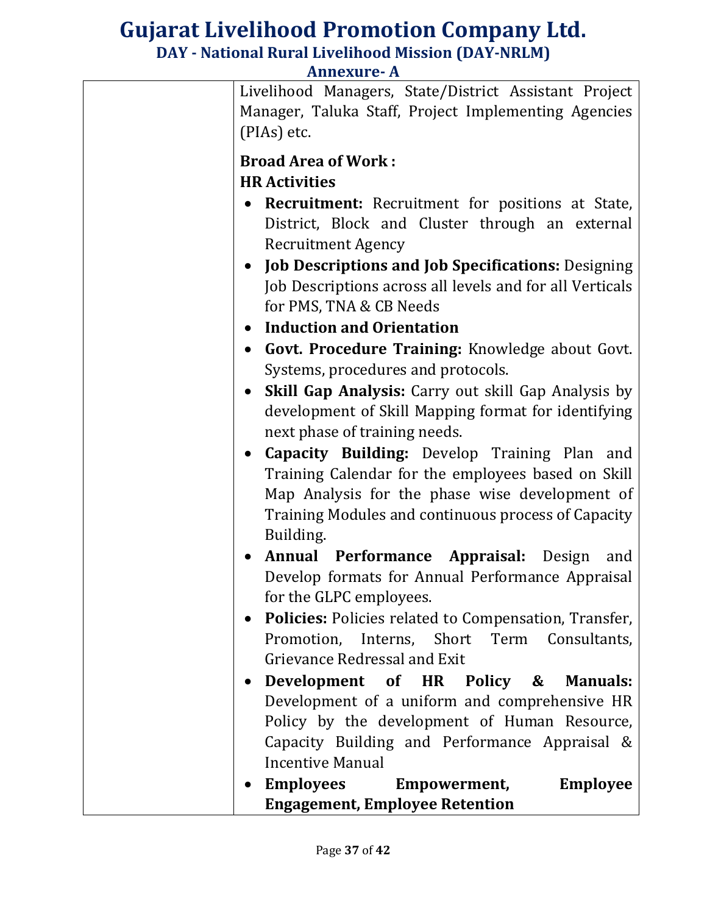| | Livelihood Managers, State/District Assistant Project Manager, Taluka Staff, Project Implementing Agencies (PIAs) etc.<br><br>**Broad Area of Work :**<br>**HR Activities**<br>• **Recruitment:** Recruitment for positions at State, District, Block and Cluster through an external Recruitment Agency<br>• **Job Descriptions and Job Specifications:** Designing Job Descriptions across all levels and for all Verticals for PMS, TNA & CB Needs<br>• **Induction and Orientation**<br>• **Govt. Procedure Training:** Knowledge about Govt. Systems, procedures and protocols.<br>• **Skill Gap Analysis:** Carry out skill Gap Analysis by development of Skill Mapping format for identifying next phase of training needs.<br>• **Capacity Building:** Develop Training Plan and Training Calendar for the employees based on Skill Map Analysis for the phase wise development of Training Modules and continuous process of Capacity Building.<br>• **Annual Performance Appraisal:** Design and Develop formats for Annual Performance Appraisal for the GLPC employees.<br>• **Policies:** Policies related to Compensation, Transfer, Promotion, Interns, Short Term Consultants, Grievance Redressal and Exit<br>• **Development of HR Policy & Manuals:** Development of a uniform and comprehensive HR Policy by the development of Human Resource, Capacity Building and Performance Appraisal & Incentive Manual<br>• **Employees Empowerment, Employee Engagement, Employee Retention** |
|---|---|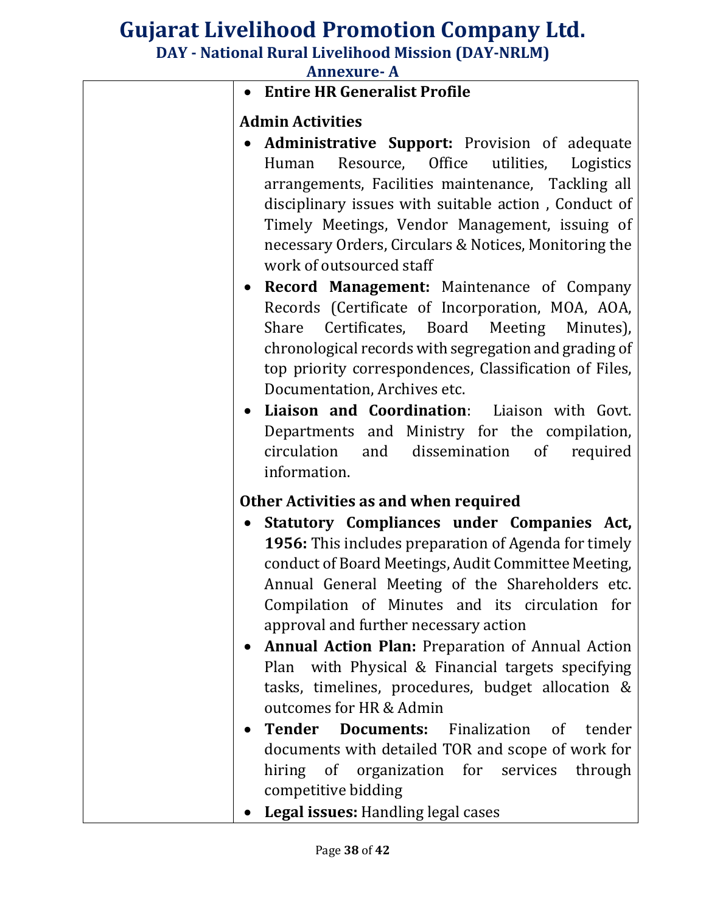# Gujarat Livelihood Promotion Company Ltd.

**DAY - National Rural Livelihood Mission (DAY-NRLM)**

**Annexure- A**

| | |
|---|---|
| | • **Entire HR Generalist Profile**<br><br>**Admin Activities**<br>• **Administrative Support:** Provision of adequate Human Resource, Office utilities, Logistics arrangements, Facilities maintenance, Tackling all disciplinary issues with suitable action , Conduct of Timely Meetings, Vendor Management, issuing of necessary Orders, Circulars & Notices, Monitoring the work of outsourced staff<br>• **Record Management:** Maintenance of Company Records (Certificate of Incorporation, MOA, AOA, Share Certificates, Board Meeting Minutes), chronological records with segregation and grading of top priority correspondences, Classification of Files, Documentation, Archives etc.<br>• **Liaison and Coordination**: Liaison with Govt. Departments and Ministry for the compilation, circulation and dissemination of required information.<br><br>**Other Activities as and when required**<br>• **Statutory Compliances under Companies Act, 1956:** This includes preparation of Agenda for timely conduct of Board Meetings, Audit Committee Meeting, Annual General Meeting of the Shareholders etc. Compilation of Minutes and its circulation for approval and further necessary action<br>• **Annual Action Plan:** Preparation of Annual Action Plan with Physical & Financial targets specifying tasks, timelines, procedures, budget allocation & outcomes for HR & Admin<br>• **Tender Documents:** Finalization of tender documents with detailed TOR and scope of work for hiring of organization for services through competitive bidding<br>• **Legal issues:** Handling legal cases |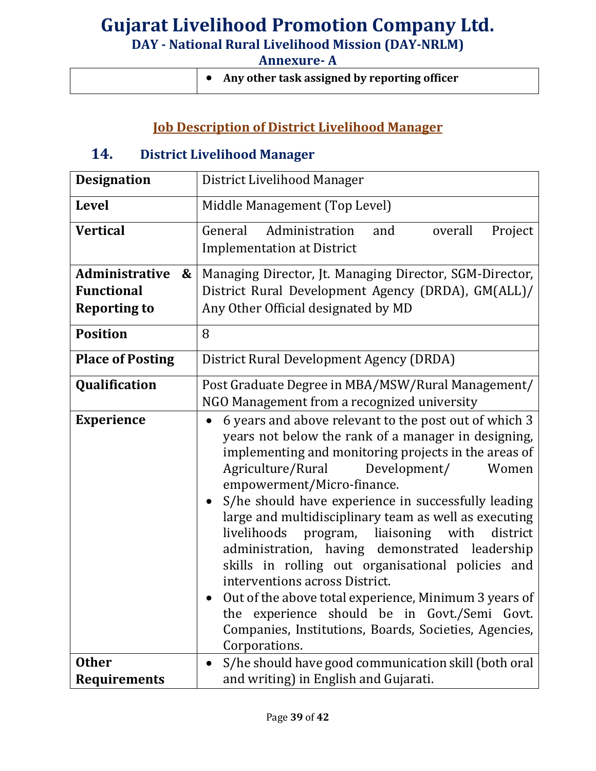| | • Any other task assigned by reporting officer |
|---|---|

## Job Description of District Livelihood Manager

### 14. District Livelihood Manager

| **Designation** | District Livelihood Manager |
|---|---|
| **Level** | Middle Management (Top Level) |
| **Vertical** | General Administration and overall Project Implementation at District |
| **Administrative & Functional Reporting to** | Managing Director, Jt. Managing Director, SGM-Director, District Rural Development Agency (DRDA), GM(ALL)/ Any Other Official designated by MD |
| **Position** | 8 |
| **Place of Posting** | District Rural Development Agency (DRDA) |
| **Qualification** | Post Graduate Degree in MBA/MSW/Rural Management/ NGO Management from a recognized university |
| **Experience** | • 6 years and above relevant to the post out of which 3 years not below the rank of a manager in designing, implementing and monitoring projects in the areas of Agriculture/Rural Development/ Women empowerment/Micro-finance.<br>• S/he should have experience in successfully leading large and multidisciplinary team as well as executing livelihoods program, liaisoning with district administration, having demonstrated leadership skills in rolling out organisational policies and interventions across District.<br>• Out of the above total experience, Minimum 3 years of the experience should be in Govt./Semi Govt. Companies, Institutions, Boards, Societies, Agencies, Corporations. |
| **Other Requirements** | • S/he should have good communication skill (both oral and writing) in English and Gujarati. |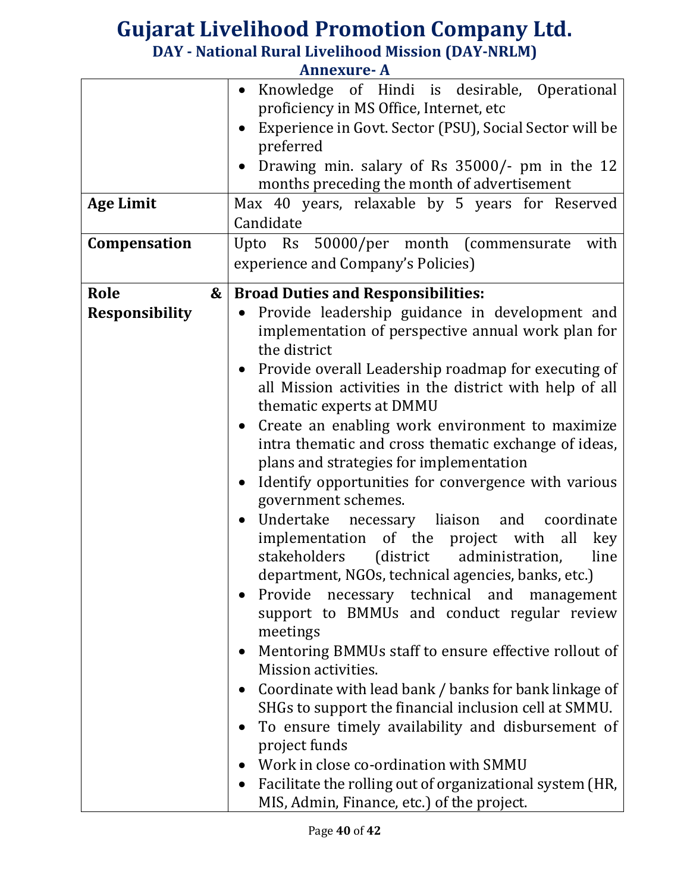# Gujarat Livelihood Promotion Company Ltd.

## DAY - National Rural Livelihood Mission (DAY-NRLM)

### Annexure- A

| | |
|---|---|
| | • Knowledge of Hindi is desirable, Operational proficiency in MS Office, Internet, etc<br>• Experience in Govt. Sector (PSU), Social Sector will be preferred<br>• Drawing min. salary of Rs 35000/- pm in the 12 months preceding the month of advertisement |
| **Age Limit** | Max 40 years, relaxable by 5 years for Reserved Candidate |
| **Compensation** | Upto Rs 50000/per month (commensurate with experience and Company's Policies) |
| **Role & Responsibility** | **Broad Duties and Responsibilities:**<br>• Provide leadership guidance in development and implementation of perspective annual work plan for the district<br>• Provide overall Leadership roadmap for executing of all Mission activities in the district with help of all thematic experts at DMMU<br>• Create an enabling work environment to maximize intra thematic and cross thematic exchange of ideas, plans and strategies for implementation<br>• Identify opportunities for convergence with various government schemes.<br>• Undertake necessary liaison and coordinate implementation of the project with all key stakeholders (district administration, line department, NGOs, technical agencies, banks, etc.)<br>• Provide necessary technical and management support to BMMUs and conduct regular review meetings<br>• Mentoring BMMUs staff to ensure effective rollout of Mission activities.<br>• Coordinate with lead bank / banks for bank linkage of SHGs to support the financial inclusion cell at SMMU.<br>• To ensure timely availability and disbursement of project funds<br>• Work in close co-ordination with SMMU<br>• Facilitate the rolling out of organizational system (HR, MIS, Admin, Finance, etc.) of the project. |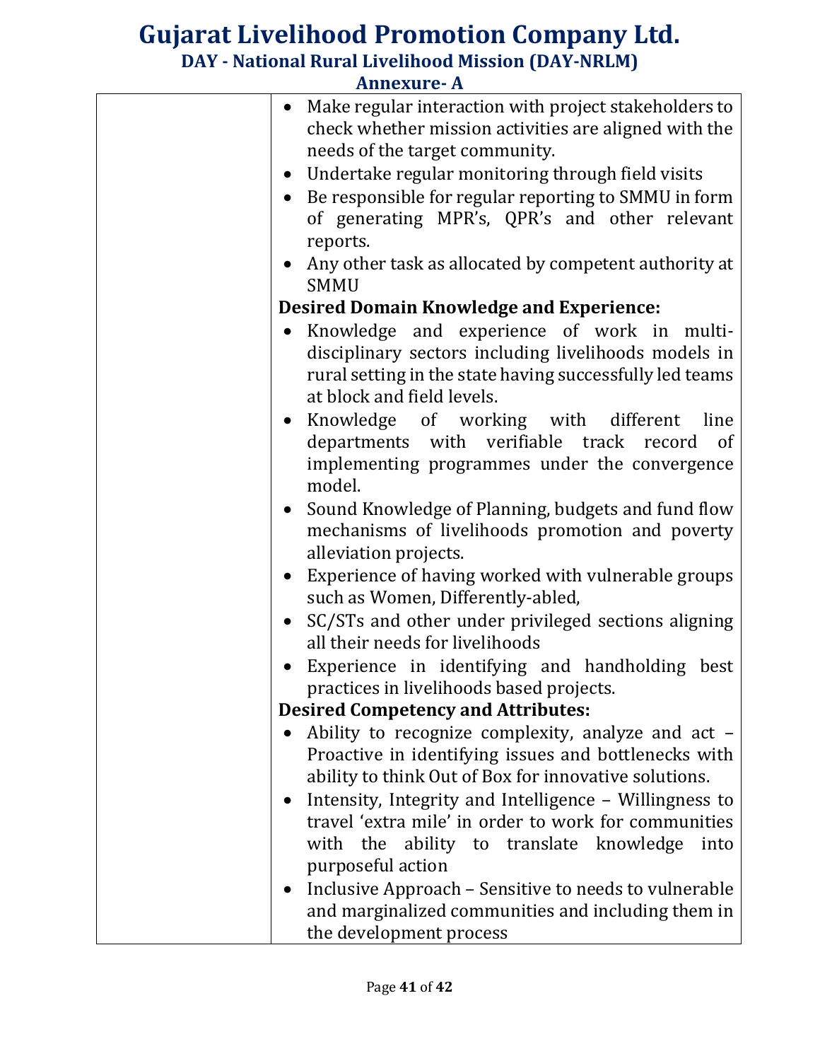| | |
|---|---|
| | • Make regular interaction with project stakeholders to check whether mission activities are aligned with the needs of the target community.<br>• Undertake regular monitoring through field visits<br>• Be responsible for regular reporting to SMMU in form of generating MPR's, QPR's and other relevant reports.<br>• Any other task as allocated by competent authority at SMMU<br>**Desired Domain Knowledge and Experience:**<br>• Knowledge and experience of work in multi-disciplinary sectors including livelihoods models in rural setting in the state having successfully led teams at block and field levels.<br>• Knowledge of working with different line departments with verifiable track record of implementing programmes under the convergence model.<br>• Sound Knowledge of Planning, budgets and fund flow mechanisms of livelihoods promotion and poverty alleviation projects.<br>• Experience of having worked with vulnerable groups such as Women, Differently-abled,<br>• SC/STs and other under privileged sections aligning all their needs for livelihoods<br>• Experience in identifying and handholding best practices in livelihoods based projects.<br>**Desired Competency and Attributes:**<br>• Ability to recognize complexity, analyze and act – Proactive in identifying issues and bottlenecks with ability to think Out of Box for innovative solutions.<br>• Intensity, Integrity and Intelligence – Willingness to travel 'extra mile' in order to work for communities with the ability to translate knowledge into purposeful action<br>• Inclusive Approach – Sensitive to needs to vulnerable and marginalized communities and including them in the development process |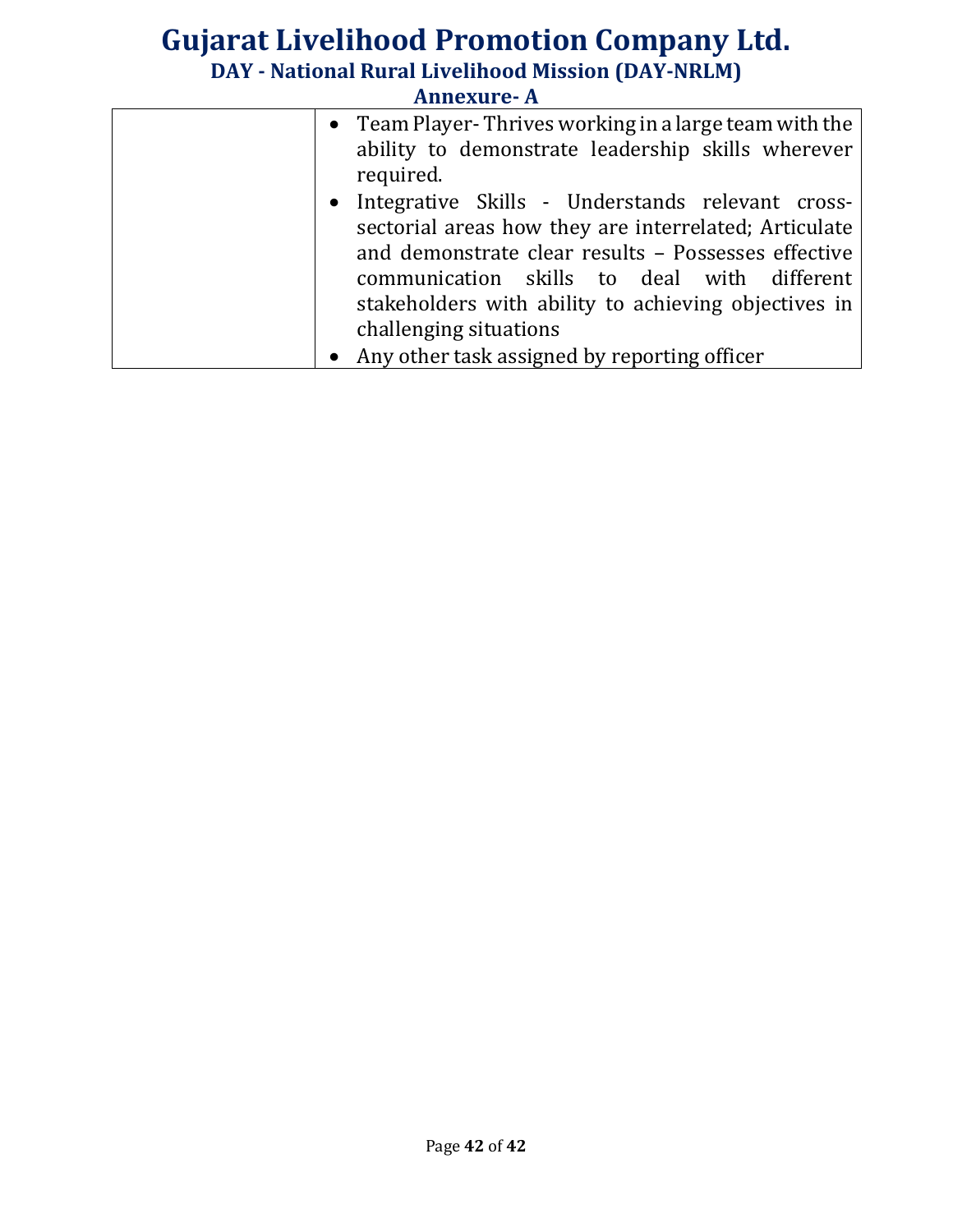| | |
|---|---|
| | • Team Player- Thrives working in a large team with the ability to demonstrate leadership skills wherever required.<br>• Integrative Skills - Understands relevant cross-sectorial areas how they are interrelated; Articulate and demonstrate clear results – Possesses effective communication skills to deal with different stakeholders with ability to achieving objectives in challenging situations<br>• Any other task assigned by reporting officer |